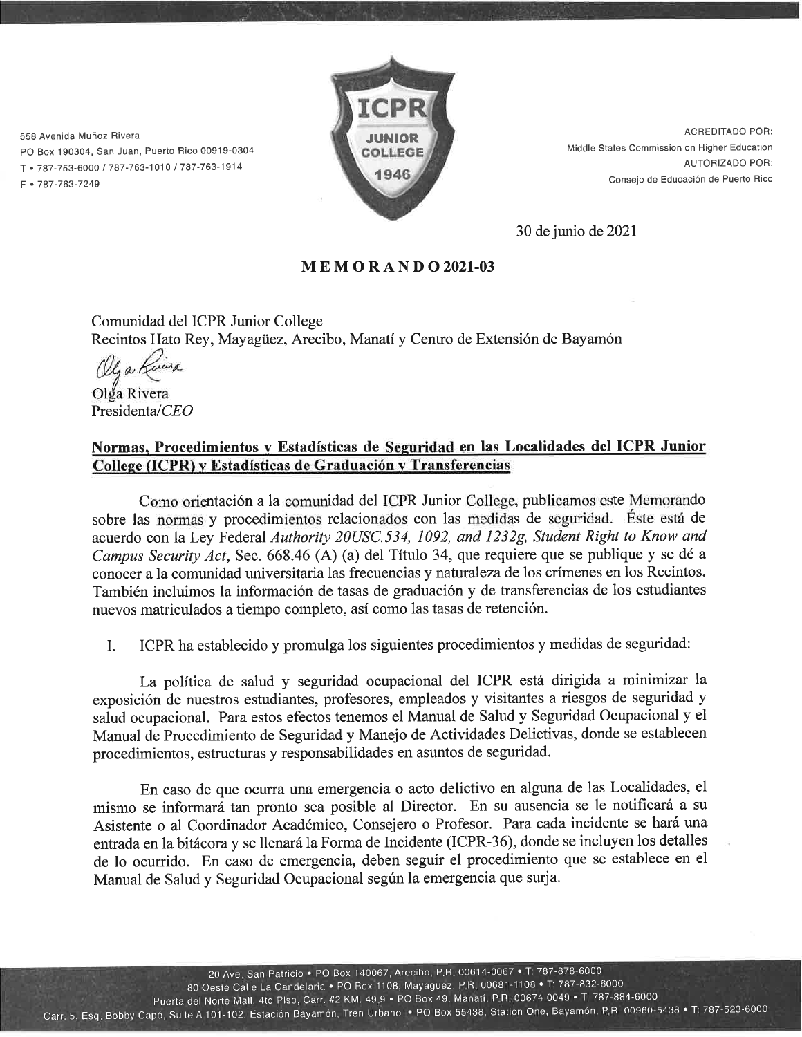558 Avenida Muñoz Rivera
PO Box 190304, San Juan, Puerto Rico 00919-0304
T • 787-753-6000 / 787-763-1010 / 787-763-1914
F • 787-763-7249

ICPR JUNIOR COLLEGE 1946

ACREDITADO POR:
Middle States Commission on Higher Education
AUTORIZADO POR:
Consejo de Educación de Puerto Rico

30 de junio de 2021

**M E M O R A N D O 2021-03**

Comunidad del ICPR Junior College
Recintos Hato Rey, Mayagüez, Arecibo, Manatí y Centro de Extensión de Bayamón

Olga Rivera
Presidenta/*CEO*

**Normas, Procedimientos y Estadísticas de Seguridad en las Localidades del ICPR Junior College (ICPR) y Estadísticas de Graduación y Transferencias**

Como orientación a la comunidad del ICPR Junior College, publicamos este Memorando sobre las normas y procedimientos relacionados con las medidas de seguridad. Éste está de acuerdo con la Ley Federal *Authority 20USC.534, 1092, and 1232g, Student Right to Know and Campus Security Act*, Sec. 668.46 (A) (a) del Título 34, que requiere que se publique y se dé a conocer a la comunidad universitaria las frecuencias y naturaleza de los crímenes en los Recintos. También incluimos la información de tasas de graduación y de transferencias de los estudiantes nuevos matriculados a tiempo completo, así como las tasas de retención.

I. ICPR ha establecido y promulga los siguientes procedimientos y medidas de seguridad:

La política de salud y seguridad ocupacional del ICPR está dirigida a minimizar la exposición de nuestros estudiantes, profesores, empleados y visitantes a riesgos de seguridad y salud ocupacional. Para estos efectos tenemos el Manual de Salud y Seguridad Ocupacional y el Manual de Procedimiento de Seguridad y Manejo de Actividades Delictivas, donde se establecen procedimientos, estructuras y responsabilidades en asuntos de seguridad.

En caso de que ocurra una emergencia o acto delictivo en alguna de las Localidades, el mismo se informará tan pronto sea posible al Director. En su ausencia se le notificará a su Asistente o al Coordinador Académico, Consejero o Profesor. Para cada incidente se hará una entrada en la bitácora y se llenará la Forma de Incidente (ICPR-36), donde se incluyen los detalles de lo ocurrido. En caso de emergencia, deben seguir el procedimiento que se establece en el Manual de Salud y Seguridad Ocupacional según la emergencia que surja.

20 Ave. San Patricio • PO Box 140067, Arecibo, P.R. 00614-0067 • T: 787-878-6000
80 Oeste Calle La Candelaria • PO Box 1108, Mayagüez, P.R. 00681-1108 • T: 787-832-6000
Puerta del Norte Mall, 4to Piso, Carr. #2 KM. 49.9 • PO Box 49, Manatí, P.R. 00674-0049 • T: 787-884-6000
Carr. 5, Esq. Bobby Capó, Suite A 101-102, Estación Bayamón, Tren Urbano • PO Box 55438, Station One, Bayamón, P.R. 00960-5438 • T: 787-523-6000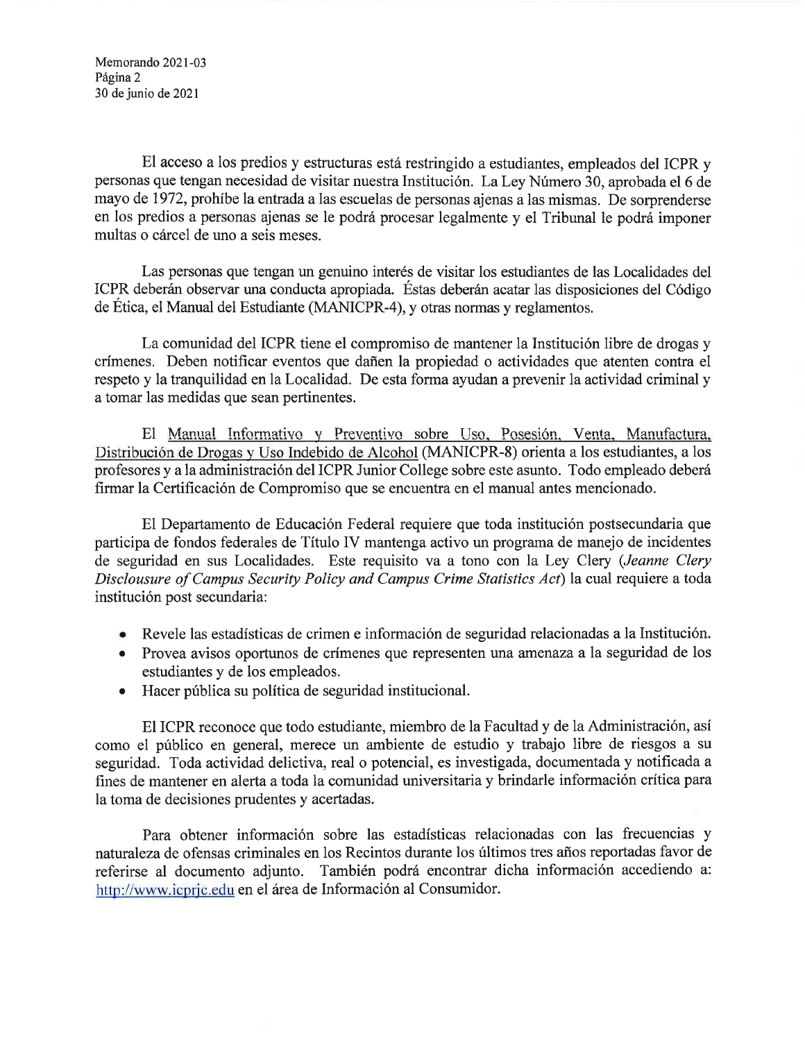El acceso a los predios y estructuras está restringido a estudiantes, empleados del ICPR y personas que tengan necesidad de visitar nuestra Institución. La Ley Número 30, aprobada el 6 de mayo de 1972, prohíbe la entrada a las escuelas de personas ajenas a las mismas. De sorprenderse en los predios a personas ajenas se le podrá procesar legalmente y el Tribunal le podrá imponer multas o cárcel de uno a seis meses.

Las personas que tengan un genuino interés de visitar los estudiantes de las Localidades del ICPR deberán observar una conducta apropiada. Éstas deberán acatar las disposiciones del Código de Ética, el Manual del Estudiante (MANICPR-4), y otras normas y reglamentos.

La comunidad del ICPR tiene el compromiso de mantener la Institución libre de drogas y crímenes. Deben notificar eventos que dañen la propiedad o actividades que atenten contra el respeto y la tranquilidad en la Localidad. De esta forma ayudan a prevenir la actividad criminal y a tomar las medidas que sean pertinentes.

El Manual Informativo y Preventivo sobre Uso, Posesión, Venta, Manufactura, Distribución de Drogas y Uso Indebido de Alcohol (MANICPR-8) orienta a los estudiantes, a los profesores y a la administración del ICPR Junior College sobre este asunto. Todo empleado deberá firmar la Certificación de Compromiso que se encuentra en el manual antes mencionado.

El Departamento de Educación Federal requiere que toda institución postsecundaria que participa de fondos federales de Título IV mantenga activo un programa de manejo de incidentes de seguridad en sus Localidades. Este requisito va a tono con la Ley Clery (*Jeanne Clery Disclousure of Campus Security Policy and Campus Crime Statistics Act*) la cual requiere a toda institución post secundaria:

- Revele las estadísticas de crimen e información de seguridad relacionadas a la Institución.
- Provea avisos oportunos de crímenes que representen una amenaza a la seguridad de los estudiantes y de los empleados.
- Hacer pública su política de seguridad institucional.

El ICPR reconoce que todo estudiante, miembro de la Facultad y de la Administración, así como el público en general, merece un ambiente de estudio y trabajo libre de riesgos a su seguridad. Toda actividad delictiva, real o potencial, es investigada, documentada y notificada a fines de mantener en alerta a toda la comunidad universitaria y brindarle información crítica para la toma de decisiones prudentes y acertadas.

Para obtener información sobre las estadísticas relacionadas con las frecuencias y naturaleza de ofensas criminales en los Recintos durante los últimos tres años reportadas favor de referirse al documento adjunto. También podrá encontrar dicha información accediendo a: http://www.icprjc.edu en el área de Información al Consumidor.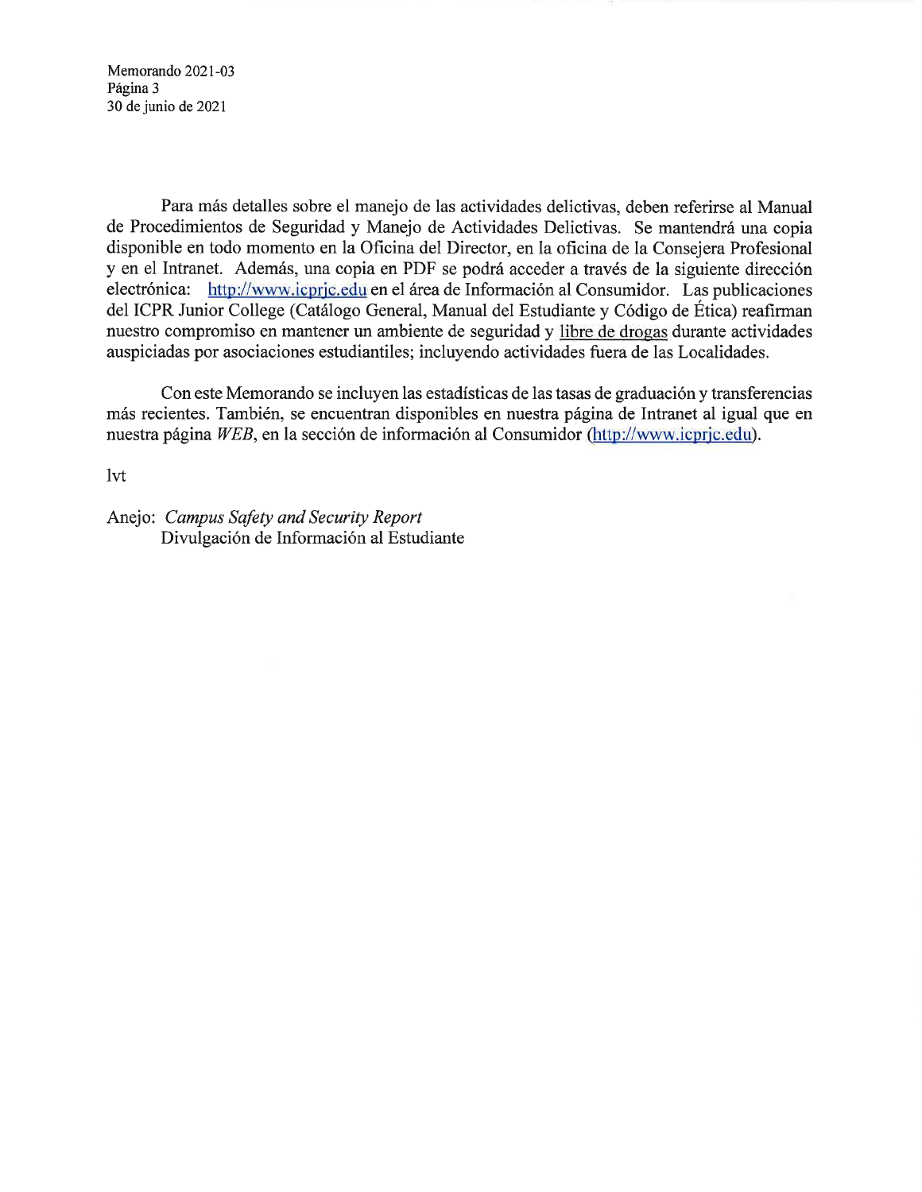Para más detalles sobre el manejo de las actividades delictivas, deben referirse al Manual de Procedimientos de Seguridad y Manejo de Actividades Delictivas. Se mantendrá una copia disponible en todo momento en la Oficina del Director, en la oficina de la Consejera Profesional y en el Intranet. Además, una copia en PDF se podrá acceder a través de la siguiente dirección electrónica: http://www.icprjc.edu en el área de Información al Consumidor. Las publicaciones del ICPR Junior College (Catálogo General, Manual del Estudiante y Código de Ética) reafirman nuestro compromiso en mantener un ambiente de seguridad y libre de drogas durante actividades auspiciadas por asociaciones estudiantiles; incluyendo actividades fuera de las Localidades.

Con este Memorando se incluyen las estadísticas de las tasas de graduación y transferencias más recientes. También, se encuentran disponibles en nuestra página de Intranet al igual que en nuestra página *WEB*, en la sección de información al Consumidor (http://www.icprjc.edu).

lvt

Anejo: *Campus Safety and Security Report*
Divulgación de Información al Estudiante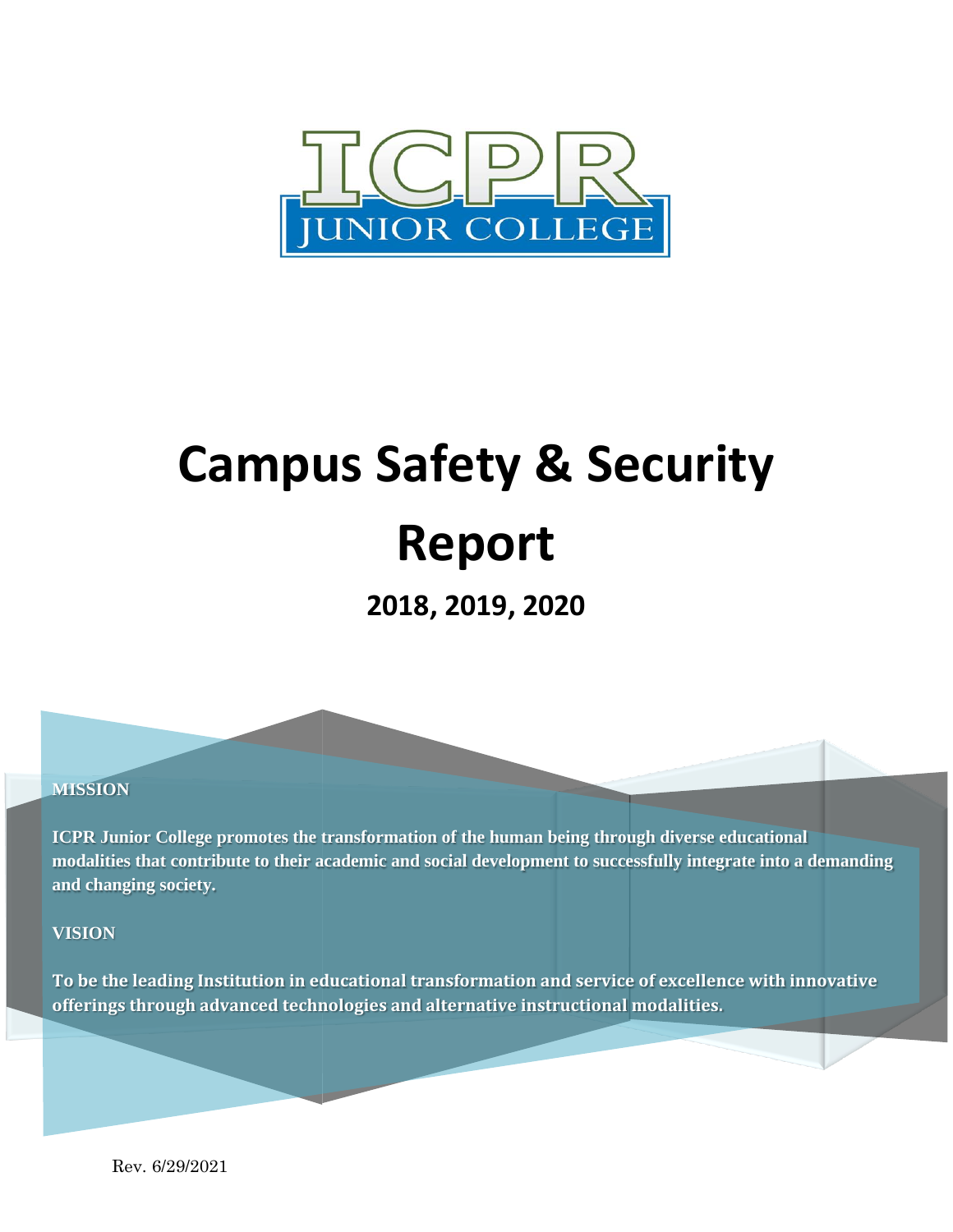ICPR JUNIOR COLLEGE

# Campus Safety & Security Report

## 2018, 2019, 2020

**MISSION**

**ICPR Junior College promotes the transformation of the human being through diverse educational modalities that contribute to their academic and social development to successfully integrate into a demanding and changing society.**

**VISION**

**To be the leading Institution in educational transformation and service of excellence with innovative offerings through advanced technologies and alternative instructional modalities.**

Rev. 6/29/2021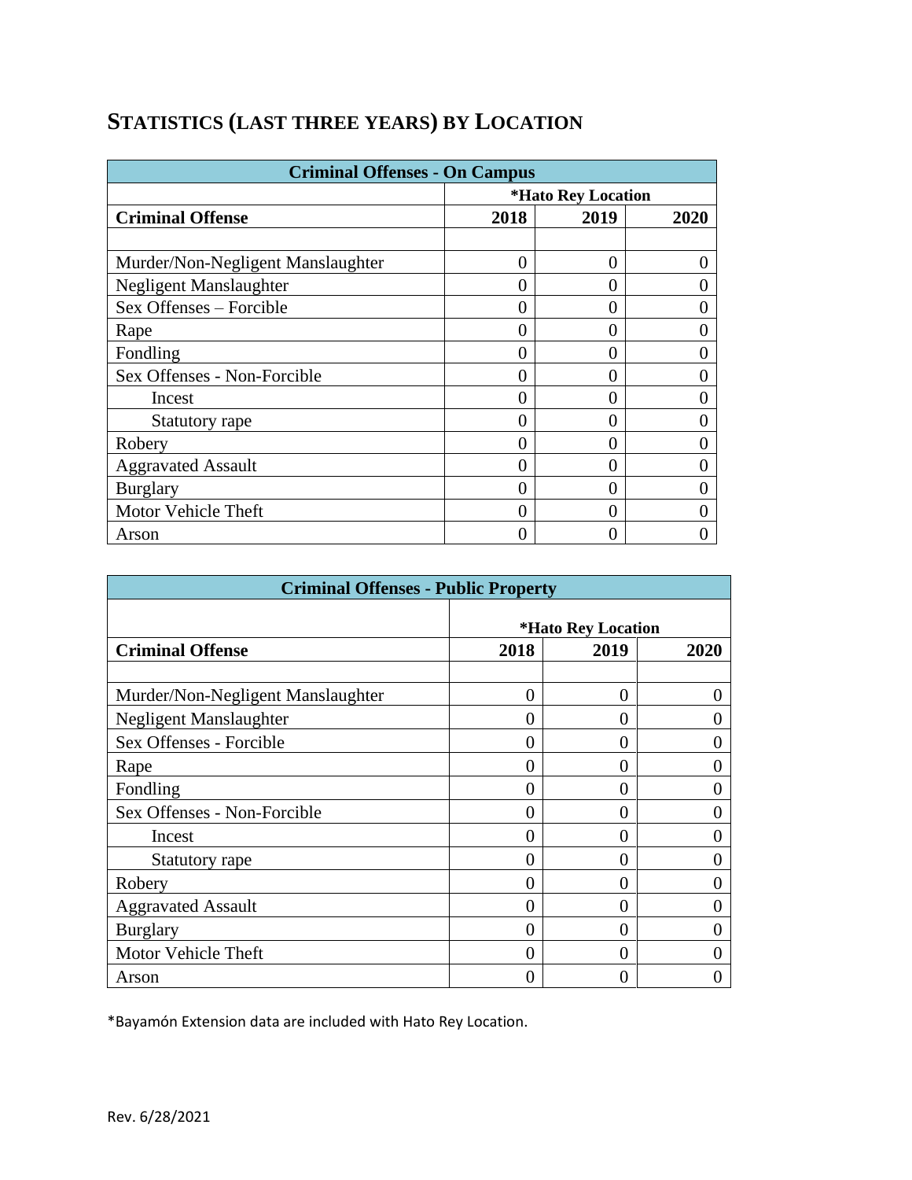## STATISTICS (LAST THREE YEARS) BY LOCATION

| Criminal Offenses - On Campus | | | |
|---|---|---|---|
| | *Hato Rey Location | | |
| **Criminal Offense** | **2018** | **2019** | **2020** |
| | | | |
| Murder/Non-Negligent Manslaughter | 0 | 0 | 0 |
| Negligent Manslaughter | 0 | 0 | 0 |
| Sex Offenses – Forcible | 0 | 0 | 0 |
| Rape | 0 | 0 | 0 |
| Fondling | 0 | 0 | 0 |
| Sex Offenses - Non-Forcible | 0 | 0 | 0 |
| Incest | 0 | 0 | 0 |
| Statutory rape | 0 | 0 | 0 |
| Robery | 0 | 0 | 0 |
| Aggravated Assault | 0 | 0 | 0 |
| Burglary | 0 | 0 | 0 |
| Motor Vehicle Theft | 0 | 0 | 0 |
| Arson | 0 | 0 | 0 |

| Criminal Offenses - Public Property | | | |
|---|---|---|---|
| | *Hato Rey Location | | |
| **Criminal Offense** | **2018** | **2019** | **2020** |
| | | | |
| Murder/Non-Negligent Manslaughter | 0 | 0 | 0 |
| Negligent Manslaughter | 0 | 0 | 0 |
| Sex Offenses - Forcible | 0 | 0 | 0 |
| Rape | 0 | 0 | 0 |
| Fondling | 0 | 0 | 0 |
| Sex Offenses - Non-Forcible | 0 | 0 | 0 |
| Incest | 0 | 0 | 0 |
| Statutory rape | 0 | 0 | 0 |
| Robery | 0 | 0 | 0 |
| Aggravated Assault | 0 | 0 | 0 |
| Burglary | 0 | 0 | 0 |
| Motor Vehicle Theft | 0 | 0 | 0 |
| Arson | 0 | 0 | 0 |

*Bayamón Extension data are included with Hato Rey Location.

Rev. 6/28/2021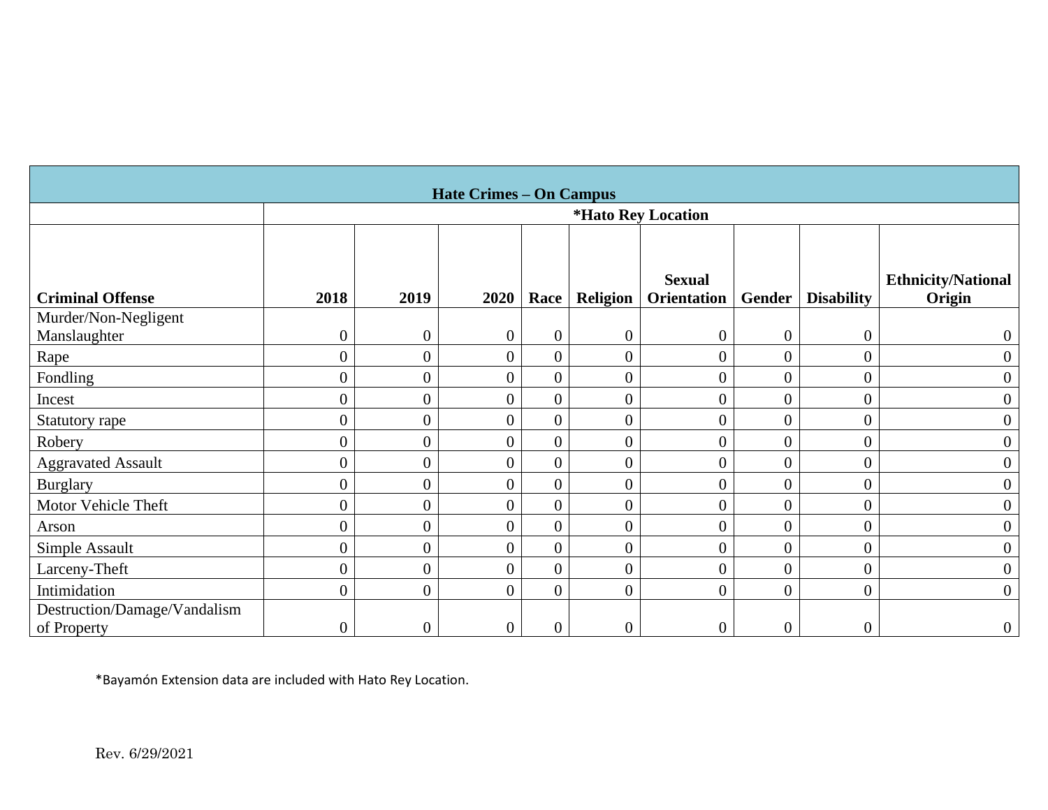| Hate Crimes – On Campus | | | | | | | | | |
|---|---|---|---|---|---|---|---|---|---|
| | *Hato Rey Location | | | | | | | | |
| **Criminal Offense** | **2018** | **2019** | **2020** | **Race** | **Religion** | **Sexual Orientation** | **Gender** | **Disability** | **Ethnicity/National Origin** |
| Murder/Non-Negligent Manslaughter | 0 | 0 | 0 | 0 | 0 | 0 | 0 | 0 | 0 |
| Rape | 0 | 0 | 0 | 0 | 0 | 0 | 0 | 0 | 0 |
| Fondling | 0 | 0 | 0 | 0 | 0 | 0 | 0 | 0 | 0 |
| Incest | 0 | 0 | 0 | 0 | 0 | 0 | 0 | 0 | 0 |
| Statutory rape | 0 | 0 | 0 | 0 | 0 | 0 | 0 | 0 | 0 |
| Robery | 0 | 0 | 0 | 0 | 0 | 0 | 0 | 0 | 0 |
| Aggravated Assault | 0 | 0 | 0 | 0 | 0 | 0 | 0 | 0 | 0 |
| Burglary | 0 | 0 | 0 | 0 | 0 | 0 | 0 | 0 | 0 |
| Motor Vehicle Theft | 0 | 0 | 0 | 0 | 0 | 0 | 0 | 0 | 0 |
| Arson | 0 | 0 | 0 | 0 | 0 | 0 | 0 | 0 | 0 |
| Simple Assault | 0 | 0 | 0 | 0 | 0 | 0 | 0 | 0 | 0 |
| Larceny-Theft | 0 | 0 | 0 | 0 | 0 | 0 | 0 | 0 | 0 |
| Intimidation | 0 | 0 | 0 | 0 | 0 | 0 | 0 | 0 | 0 |
| Destruction/Damage/Vandalism of Property | 0 | 0 | 0 | 0 | 0 | 0 | 0 | 0 | 0 |

*Bayamón Extension data are included with Hato Rey Location.

Rev. 6/29/2021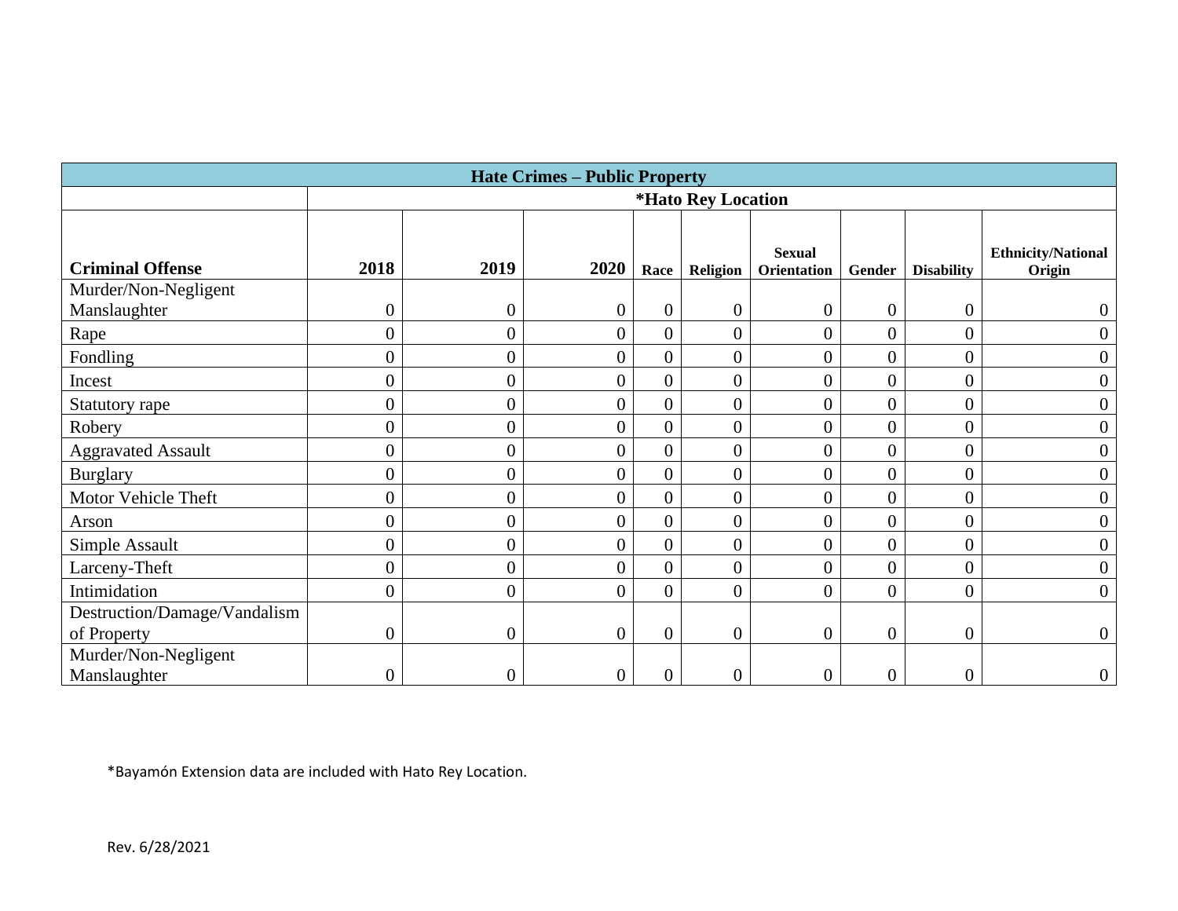| Hate Crimes – Public Property | | | | | | | | | |
|---|---|---|---|---|---|---|---|---|---|
| | *Hato Rey Location | | | | | | | | |
| **Criminal Offense** | **2018** | **2019** | **2020** | **Race** | **Religion** | **Sexual Orientation** | **Gender** | **Disability** | **Ethnicity/National Origin** |
| Murder/Non-Negligent Manslaughter | 0 | 0 | 0 | 0 | 0 | 0 | 0 | 0 | 0 |
| Rape | 0 | 0 | 0 | 0 | 0 | 0 | 0 | 0 | 0 |
| Fondling | 0 | 0 | 0 | 0 | 0 | 0 | 0 | 0 | 0 |
| Incest | 0 | 0 | 0 | 0 | 0 | 0 | 0 | 0 | 0 |
| Statutory rape | 0 | 0 | 0 | 0 | 0 | 0 | 0 | 0 | 0 |
| Robery | 0 | 0 | 0 | 0 | 0 | 0 | 0 | 0 | 0 |
| Aggravated Assault | 0 | 0 | 0 | 0 | 0 | 0 | 0 | 0 | 0 |
| Burglary | 0 | 0 | 0 | 0 | 0 | 0 | 0 | 0 | 0 |
| Motor Vehicle Theft | 0 | 0 | 0 | 0 | 0 | 0 | 0 | 0 | 0 |
| Arson | 0 | 0 | 0 | 0 | 0 | 0 | 0 | 0 | 0 |
| Simple Assault | 0 | 0 | 0 | 0 | 0 | 0 | 0 | 0 | 0 |
| Larceny-Theft | 0 | 0 | 0 | 0 | 0 | 0 | 0 | 0 | 0 |
| Intimidation | 0 | 0 | 0 | 0 | 0 | 0 | 0 | 0 | 0 |
| Destruction/Damage/Vandalism of Property | 0 | 0 | 0 | 0 | 0 | 0 | 0 | 0 | 0 |
| Murder/Non-Negligent Manslaughter | 0 | 0 | 0 | 0 | 0 | 0 | 0 | 0 | 0 |

*Bayamón Extension data are included with Hato Rey Location.

Rev. 6/28/2021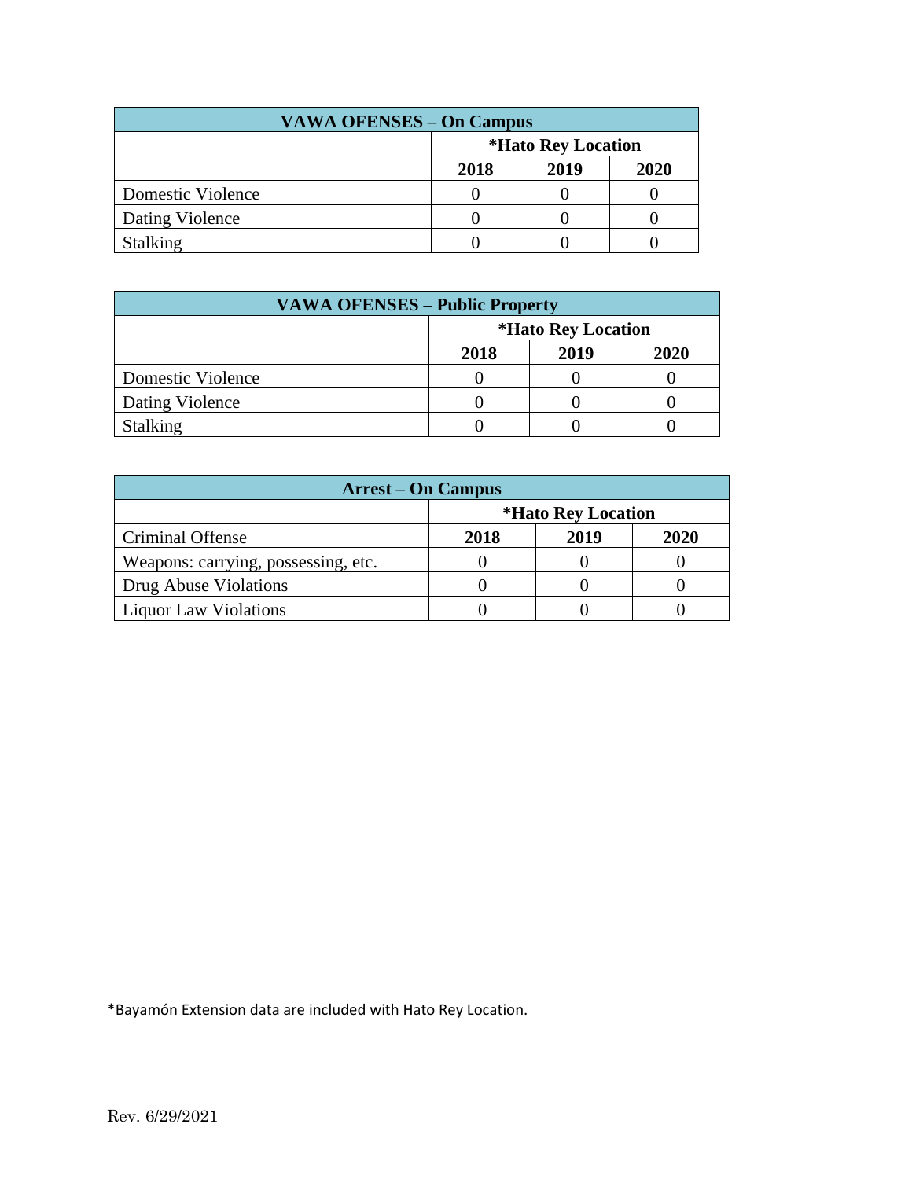| VAWA OFENSES – On Campus | | | |
|---|---|---|---|
| | *Hato Rey Location | | |
| | 2018 | 2019 | 2020 |
| Domestic Violence | 0 | 0 | 0 |
| Dating Violence | 0 | 0 | 0 |
| Stalking | 0 | 0 | 0 |

| VAWA OFENSES – Public Property | | | |
|---|---|---|---|
| | *Hato Rey Location | | |
| | 2018 | 2019 | 2020 |
| Domestic Violence | 0 | 0 | 0 |
| Dating Violence | 0 | 0 | 0 |
| Stalking | 0 | 0 | 0 |

| Arrest – On Campus | | | |
|---|---|---|---|
| | *Hato Rey Location | | |
| Criminal Offense | 2018 | 2019 | 2020 |
| Weapons: carrying, possessing, etc. | 0 | 0 | 0 |
| Drug Abuse Violations | 0 | 0 | 0 |
| Liquor Law Violations | 0 | 0 | 0 |

*Bayamón Extension data are included with Hato Rey Location.

Rev. 6/29/2021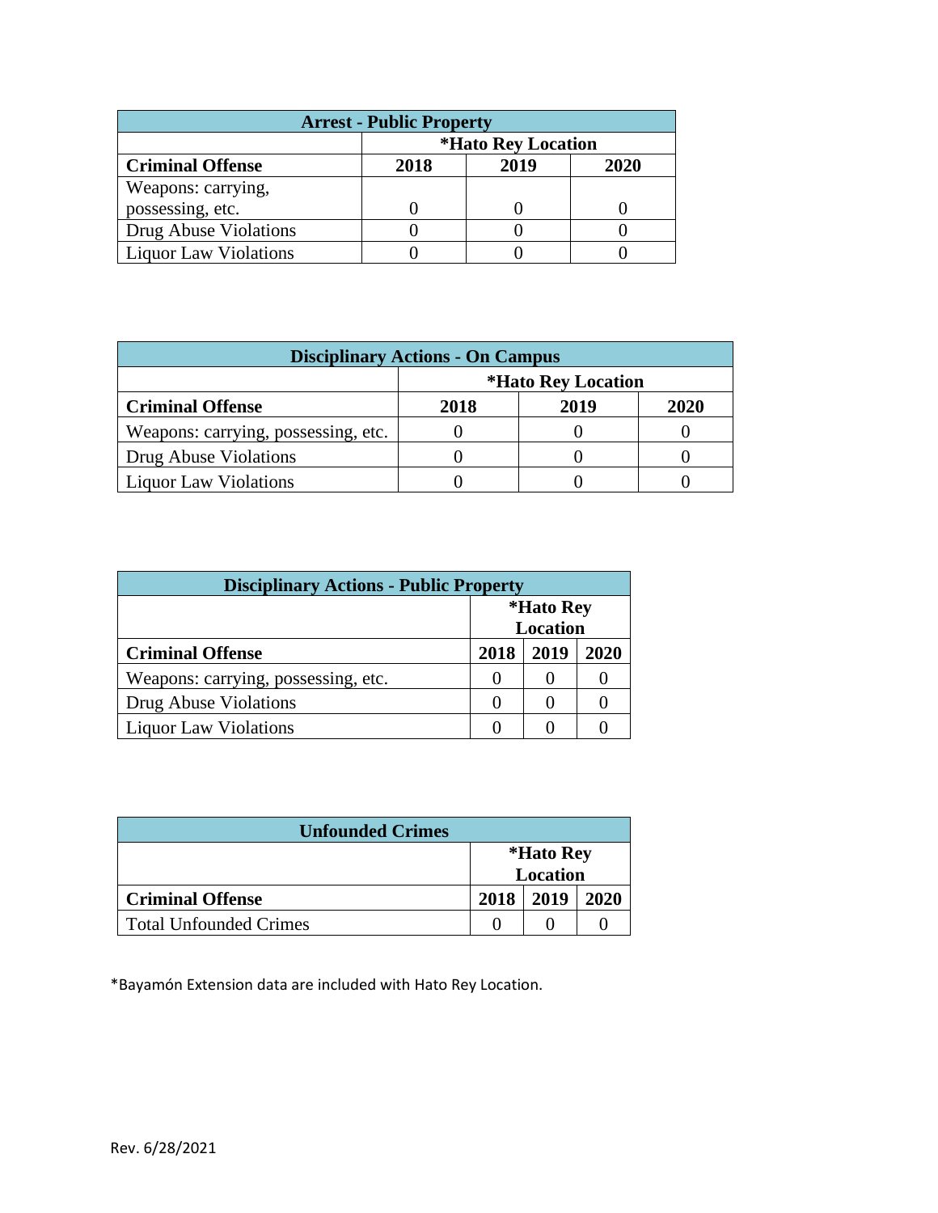| Arrest - Public Property | | | |
|---|---|---|---|
| | *Hato Rey Location | | |
| **Criminal Offense** | **2018** | **2019** | **2020** |
| Weapons: carrying, possessing, etc. | 0 | 0 | 0 |
| Drug Abuse Violations | 0 | 0 | 0 |
| Liquor Law Violations | 0 | 0 | 0 |

| Disciplinary Actions - On Campus | | | |
|---|---|---|---|
| | *Hato Rey Location | | |
| **Criminal Offense** | **2018** | **2019** | **2020** |
| Weapons: carrying, possessing, etc. | 0 | 0 | 0 |
| Drug Abuse Violations | 0 | 0 | 0 |
| Liquor Law Violations | 0 | 0 | 0 |

| Disciplinary Actions - Public Property | | | |
|---|---|---|---|
| | *Hato Rey Location | | |
| **Criminal Offense** | **2018** | **2019** | **2020** |
| Weapons: carrying, possessing, etc. | 0 | 0 | 0 |
| Drug Abuse Violations | 0 | 0 | 0 |
| Liquor Law Violations | 0 | 0 | 0 |

| Unfounded Crimes | | | |
|---|---|---|---|
| | *Hato Rey Location | | |
| **Criminal Offense** | **2018** | **2019** | **2020** |
| Total Unfounded Crimes | 0 | 0 | 0 |

*Bayamón Extension data are included with Hato Rey Location.

Rev. 6/28/2021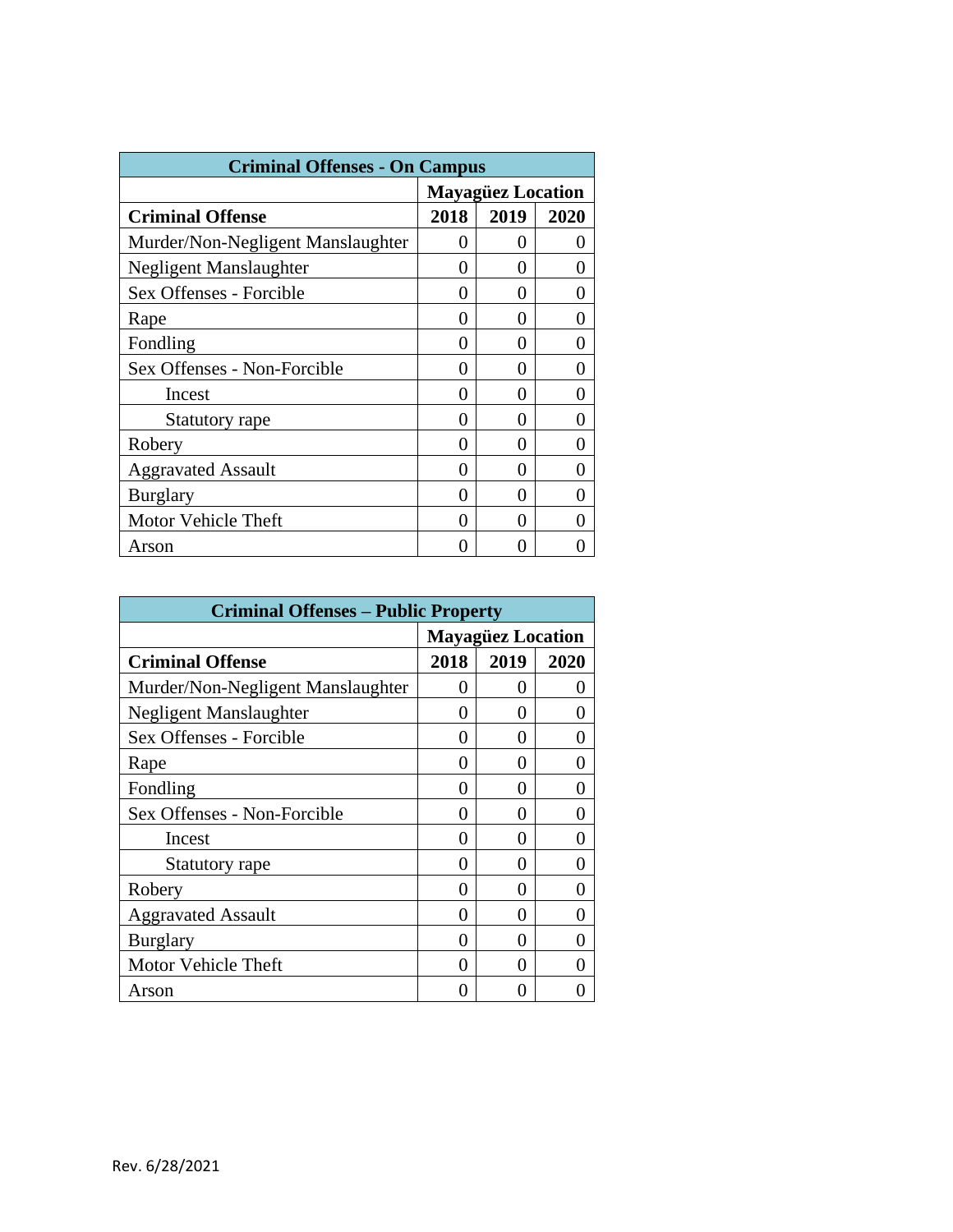| Criminal Offenses - On Campus | | | |
|---|---|---|---|
| | Mayagüez Location | | |
| **Criminal Offense** | **2018** | **2019** | **2020** |
| Murder/Non-Negligent Manslaughter | 0 | 0 | 0 |
| Negligent Manslaughter | 0 | 0 | 0 |
| Sex Offenses - Forcible | 0 | 0 | 0 |
| Rape | 0 | 0 | 0 |
| Fondling | 0 | 0 | 0 |
| Sex Offenses - Non-Forcible | 0 | 0 | 0 |
| Incest | 0 | 0 | 0 |
| Statutory rape | 0 | 0 | 0 |
| Robery | 0 | 0 | 0 |
| Aggravated Assault | 0 | 0 | 0 |
| Burglary | 0 | 0 | 0 |
| Motor Vehicle Theft | 0 | 0 | 0 |
| Arson | 0 | 0 | 0 |

| Criminal Offenses – Public Property | | | |
|---|---|---|---|
| | Mayagüez Location | | |
| **Criminal Offense** | **2018** | **2019** | **2020** |
| Murder/Non-Negligent Manslaughter | 0 | 0 | 0 |
| Negligent Manslaughter | 0 | 0 | 0 |
| Sex Offenses - Forcible | 0 | 0 | 0 |
| Rape | 0 | 0 | 0 |
| Fondling | 0 | 0 | 0 |
| Sex Offenses - Non-Forcible | 0 | 0 | 0 |
| Incest | 0 | 0 | 0 |
| Statutory rape | 0 | 0 | 0 |
| Robery | 0 | 0 | 0 |
| Aggravated Assault | 0 | 0 | 0 |
| Burglary | 0 | 0 | 0 |
| Motor Vehicle Theft | 0 | 0 | 0 |
| Arson | 0 | 0 | 0 |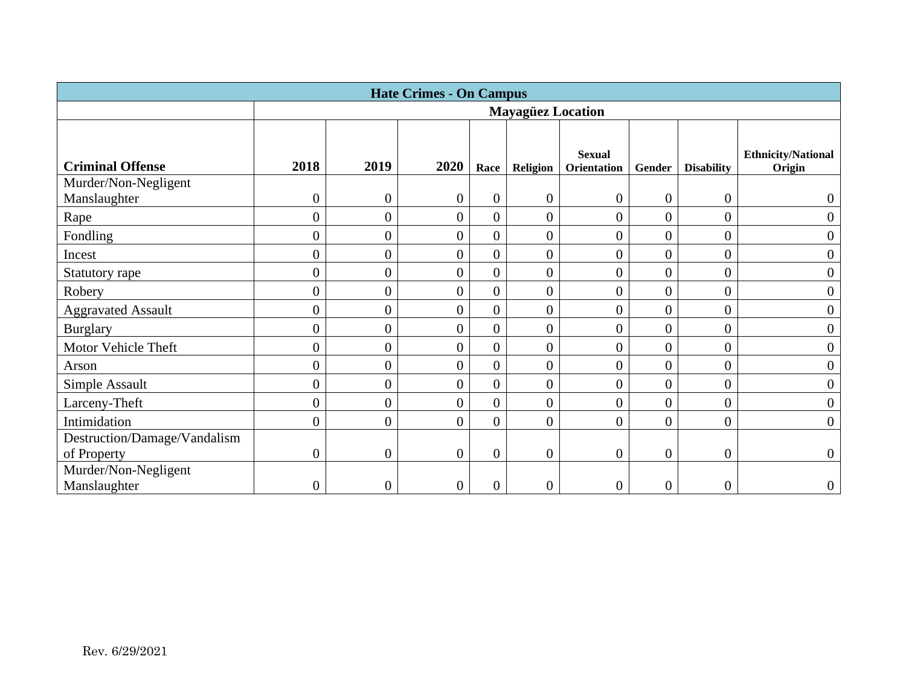| Hate Crimes - On Campus | | | | | | | | | |
|---|---|---|---|---|---|---|---|---|---|
| | Mayagüez Location | | | | | | | | |
| **Criminal Offense** | **2018** | **2019** | **2020** | **Race** | **Religion** | **Sexual Orientation** | **Gender** | **Disability** | **Ethnicity/National Origin** |
| Murder/Non-Negligent Manslaughter | 0 | 0 | 0 | 0 | 0 | 0 | 0 | 0 | 0 |
| Rape | 0 | 0 | 0 | 0 | 0 | 0 | 0 | 0 | 0 |
| Fondling | 0 | 0 | 0 | 0 | 0 | 0 | 0 | 0 | 0 |
| Incest | 0 | 0 | 0 | 0 | 0 | 0 | 0 | 0 | 0 |
| Statutory rape | 0 | 0 | 0 | 0 | 0 | 0 | 0 | 0 | 0 |
| Robery | 0 | 0 | 0 | 0 | 0 | 0 | 0 | 0 | 0 |
| Aggravated Assault | 0 | 0 | 0 | 0 | 0 | 0 | 0 | 0 | 0 |
| Burglary | 0 | 0 | 0 | 0 | 0 | 0 | 0 | 0 | 0 |
| Motor Vehicle Theft | 0 | 0 | 0 | 0 | 0 | 0 | 0 | 0 | 0 |
| Arson | 0 | 0 | 0 | 0 | 0 | 0 | 0 | 0 | 0 |
| Simple Assault | 0 | 0 | 0 | 0 | 0 | 0 | 0 | 0 | 0 |
| Larceny-Theft | 0 | 0 | 0 | 0 | 0 | 0 | 0 | 0 | 0 |
| Intimidation | 0 | 0 | 0 | 0 | 0 | 0 | 0 | 0 | 0 |
| Destruction/Damage/Vandalism of Property | 0 | 0 | 0 | 0 | 0 | 0 | 0 | 0 | 0 |
| Murder/Non-Negligent Manslaughter | 0 | 0 | 0 | 0 | 0 | 0 | 0 | 0 | 0 |

Rev. 6/29/2021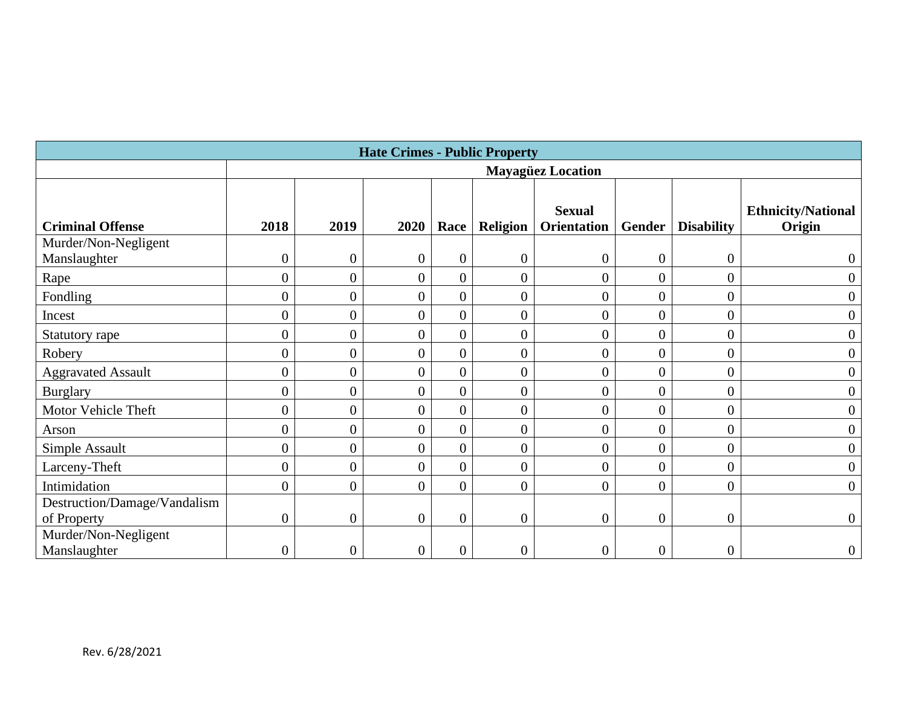| Hate Crimes - Public Property | | | | | | | | | |
|---|---|---|---|---|---|---|---|---|---|
| | Mayagüez Location | | | | | | | | |
| **Criminal Offense** | **2018** | **2019** | **2020** | **Race** | **Religion** | **Sexual Orientation** | **Gender** | **Disability** | **Ethnicity/National Origin** |
| Murder/Non-Negligent Manslaughter | 0 | 0 | 0 | 0 | 0 | 0 | 0 | 0 | 0 |
| Rape | 0 | 0 | 0 | 0 | 0 | 0 | 0 | 0 | 0 |
| Fondling | 0 | 0 | 0 | 0 | 0 | 0 | 0 | 0 | 0 |
| Incest | 0 | 0 | 0 | 0 | 0 | 0 | 0 | 0 | 0 |
| Statutory rape | 0 | 0 | 0 | 0 | 0 | 0 | 0 | 0 | 0 |
| Robery | 0 | 0 | 0 | 0 | 0 | 0 | 0 | 0 | 0 |
| Aggravated Assault | 0 | 0 | 0 | 0 | 0 | 0 | 0 | 0 | 0 |
| Burglary | 0 | 0 | 0 | 0 | 0 | 0 | 0 | 0 | 0 |
| Motor Vehicle Theft | 0 | 0 | 0 | 0 | 0 | 0 | 0 | 0 | 0 |
| Arson | 0 | 0 | 0 | 0 | 0 | 0 | 0 | 0 | 0 |
| Simple Assault | 0 | 0 | 0 | 0 | 0 | 0 | 0 | 0 | 0 |
| Larceny-Theft | 0 | 0 | 0 | 0 | 0 | 0 | 0 | 0 | 0 |
| Intimidation | 0 | 0 | 0 | 0 | 0 | 0 | 0 | 0 | 0 |
| Destruction/Damage/Vandalism of Property | 0 | 0 | 0 | 0 | 0 | 0 | 0 | 0 | 0 |
| Murder/Non-Negligent Manslaughter | 0 | 0 | 0 | 0 | 0 | 0 | 0 | 0 | 0 |

Rev. 6/28/2021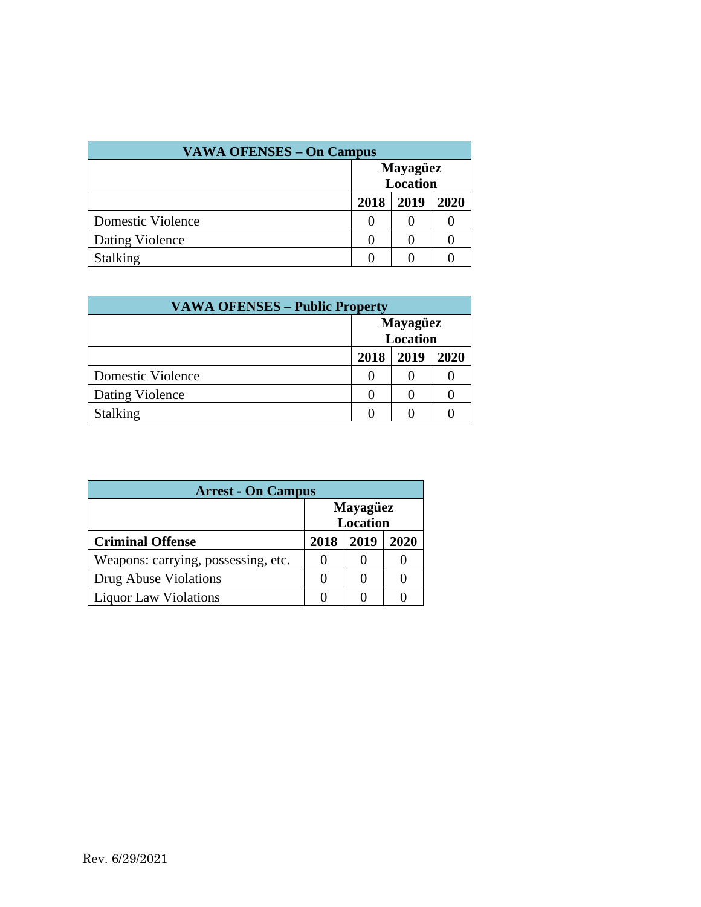| VAWA OFENSES – On Campus | | | |
|---|---|---|---|
| | **Mayagüez Location** | | |
| | **2018** | **2019** | **2020** |
| Domestic Violence | 0 | 0 | 0 |
| Dating Violence | 0 | 0 | 0 |
| Stalking | 0 | 0 | 0 |

| VAWA OFENSES – Public Property | | | |
|---|---|---|---|
| | **Mayagüez Location** | | |
| | **2018** | **2019** | **2020** |
| Domestic Violence | 0 | 0 | 0 |
| Dating Violence | 0 | 0 | 0 |
| Stalking | 0 | 0 | 0 |

| Arrest - On Campus | | | |
|---|---|---|---|
| | **Mayagüez Location** | | |
| **Criminal Offense** | **2018** | **2019** | **2020** |
| Weapons: carrying, possessing, etc. | 0 | 0 | 0 |
| Drug Abuse Violations | 0 | 0 | 0 |
| Liquor Law Violations | 0 | 0 | 0 |

Rev. 6/29/2021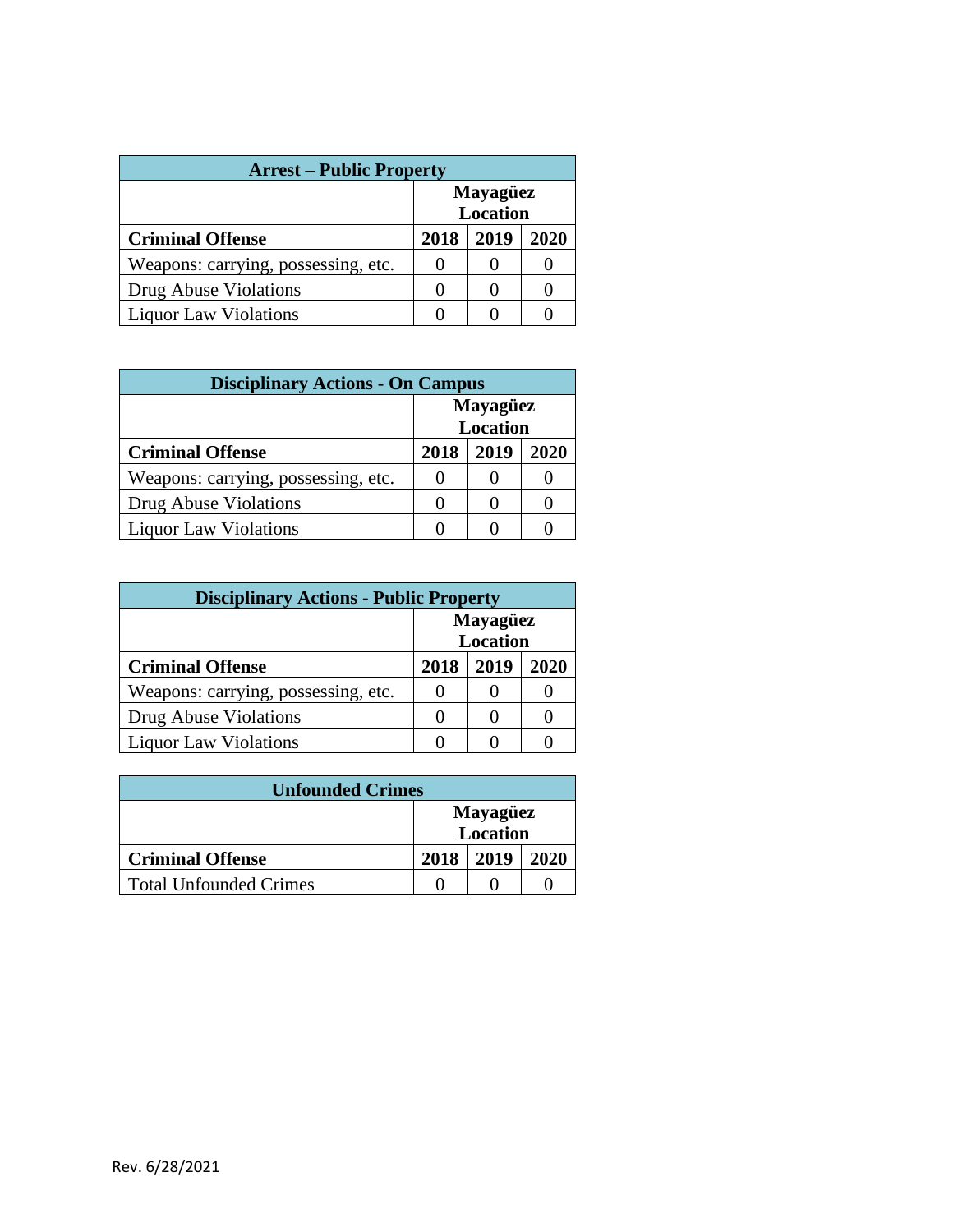| Arrest – Public Property | | | |
|---|---|---|---|
| | Mayagüez Location | | |
| **Criminal Offense** | **2018** | **2019** | **2020** |
| Weapons: carrying, possessing, etc. | 0 | 0 | 0 |
| Drug Abuse Violations | 0 | 0 | 0 |
| Liquor Law Violations | 0 | 0 | 0 |

| Disciplinary Actions - On Campus | | | |
|---|---|---|---|
| | Mayagüez Location | | |
| **Criminal Offense** | **2018** | **2019** | **2020** |
| Weapons: carrying, possessing, etc. | 0 | 0 | 0 |
| Drug Abuse Violations | 0 | 0 | 0 |
| Liquor Law Violations | 0 | 0 | 0 |

| Disciplinary Actions - Public Property | | | |
|---|---|---|---|
| | Mayagüez Location | | |
| **Criminal Offense** | **2018** | **2019** | **2020** |
| Weapons: carrying, possessing, etc. | 0 | 0 | 0 |
| Drug Abuse Violations | 0 | 0 | 0 |
| Liquor Law Violations | 0 | 0 | 0 |

| Unfounded Crimes | | | |
|---|---|---|---|
| | Mayagüez Location | | |
| **Criminal Offense** | **2018** | **2019** | **2020** |
| Total Unfounded Crimes | 0 | 0 | 0 |

Rev. 6/28/2021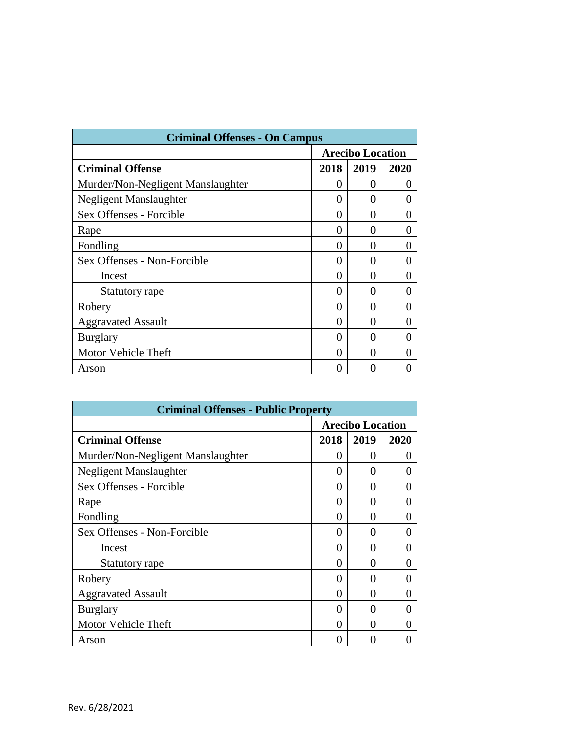| Criminal Offenses - On Campus | | | |
|---|---|---|---|
| | Arecibo Location | | |
| **Criminal Offense** | **2018** | **2019** | **2020** |
| Murder/Non-Negligent Manslaughter | 0 | 0 | 0 |
| Negligent Manslaughter | 0 | 0 | 0 |
| Sex Offenses - Forcible | 0 | 0 | 0 |
| Rape | 0 | 0 | 0 |
| Fondling | 0 | 0 | 0 |
| Sex Offenses - Non-Forcible | 0 | 0 | 0 |
| Incest | 0 | 0 | 0 |
| Statutory rape | 0 | 0 | 0 |
| Robery | 0 | 0 | 0 |
| Aggravated Assault | 0 | 0 | 0 |
| Burglary | 0 | 0 | 0 |
| Motor Vehicle Theft | 0 | 0 | 0 |
| Arson | 0 | 0 | 0 |

| Criminal Offenses - Public Property | | | |
|---|---|---|---|
| | Arecibo Location | | |
| **Criminal Offense** | **2018** | **2019** | **2020** |
| Murder/Non-Negligent Manslaughter | 0 | 0 | 0 |
| Negligent Manslaughter | 0 | 0 | 0 |
| Sex Offenses - Forcible | 0 | 0 | 0 |
| Rape | 0 | 0 | 0 |
| Fondling | 0 | 0 | 0 |
| Sex Offenses - Non-Forcible | 0 | 0 | 0 |
| Incest | 0 | 0 | 0 |
| Statutory rape | 0 | 0 | 0 |
| Robery | 0 | 0 | 0 |
| Aggravated Assault | 0 | 0 | 0 |
| Burglary | 0 | 0 | 0 |
| Motor Vehicle Theft | 0 | 0 | 0 |
| Arson | 0 | 0 | 0 |

Rev. 6/28/2021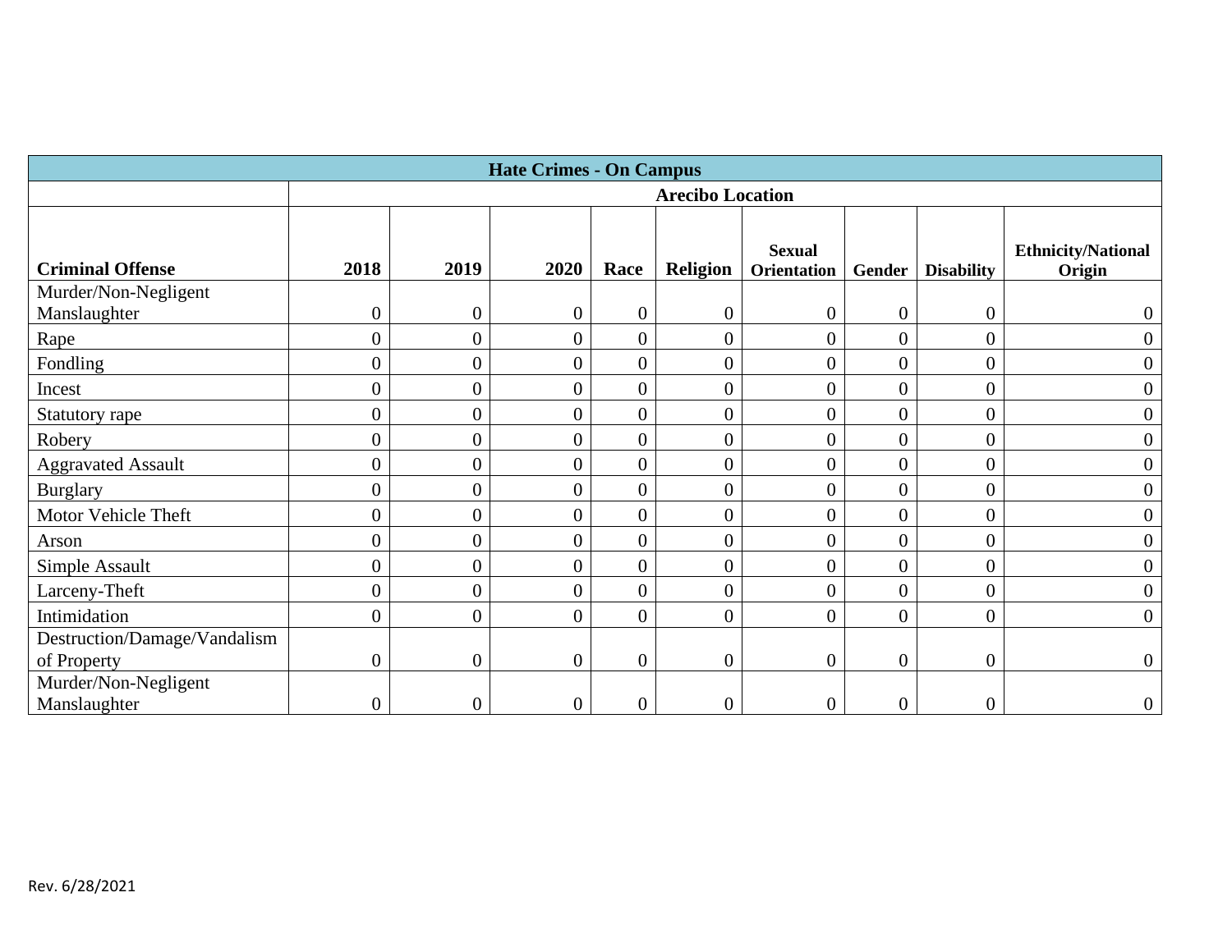| Hate Crimes - On Campus | | | | | | | | | |
|---|---|---|---|---|---|---|---|---|---|
| | Arecibo Location | | | | | | | | |
| **Criminal Offense** | **2018** | **2019** | **2020** | **Race** | **Religion** | **Sexual Orientation** | **Gender** | **Disability** | **Ethnicity/National Origin** |
| Murder/Non-Negligent Manslaughter | 0 | 0 | 0 | 0 | 0 | 0 | 0 | 0 | 0 |
| Rape | 0 | 0 | 0 | 0 | 0 | 0 | 0 | 0 | 0 |
| Fondling | 0 | 0 | 0 | 0 | 0 | 0 | 0 | 0 | 0 |
| Incest | 0 | 0 | 0 | 0 | 0 | 0 | 0 | 0 | 0 |
| Statutory rape | 0 | 0 | 0 | 0 | 0 | 0 | 0 | 0 | 0 |
| Robery | 0 | 0 | 0 | 0 | 0 | 0 | 0 | 0 | 0 |
| Aggravated Assault | 0 | 0 | 0 | 0 | 0 | 0 | 0 | 0 | 0 |
| Burglary | 0 | 0 | 0 | 0 | 0 | 0 | 0 | 0 | 0 |
| Motor Vehicle Theft | 0 | 0 | 0 | 0 | 0 | 0 | 0 | 0 | 0 |
| Arson | 0 | 0 | 0 | 0 | 0 | 0 | 0 | 0 | 0 |
| Simple Assault | 0 | 0 | 0 | 0 | 0 | 0 | 0 | 0 | 0 |
| Larceny-Theft | 0 | 0 | 0 | 0 | 0 | 0 | 0 | 0 | 0 |
| Intimidation | 0 | 0 | 0 | 0 | 0 | 0 | 0 | 0 | 0 |
| Destruction/Damage/Vandalism of Property | 0 | 0 | 0 | 0 | 0 | 0 | 0 | 0 | 0 |
| Murder/Non-Negligent Manslaughter | 0 | 0 | 0 | 0 | 0 | 0 | 0 | 0 | 0 |

Rev. 6/28/2021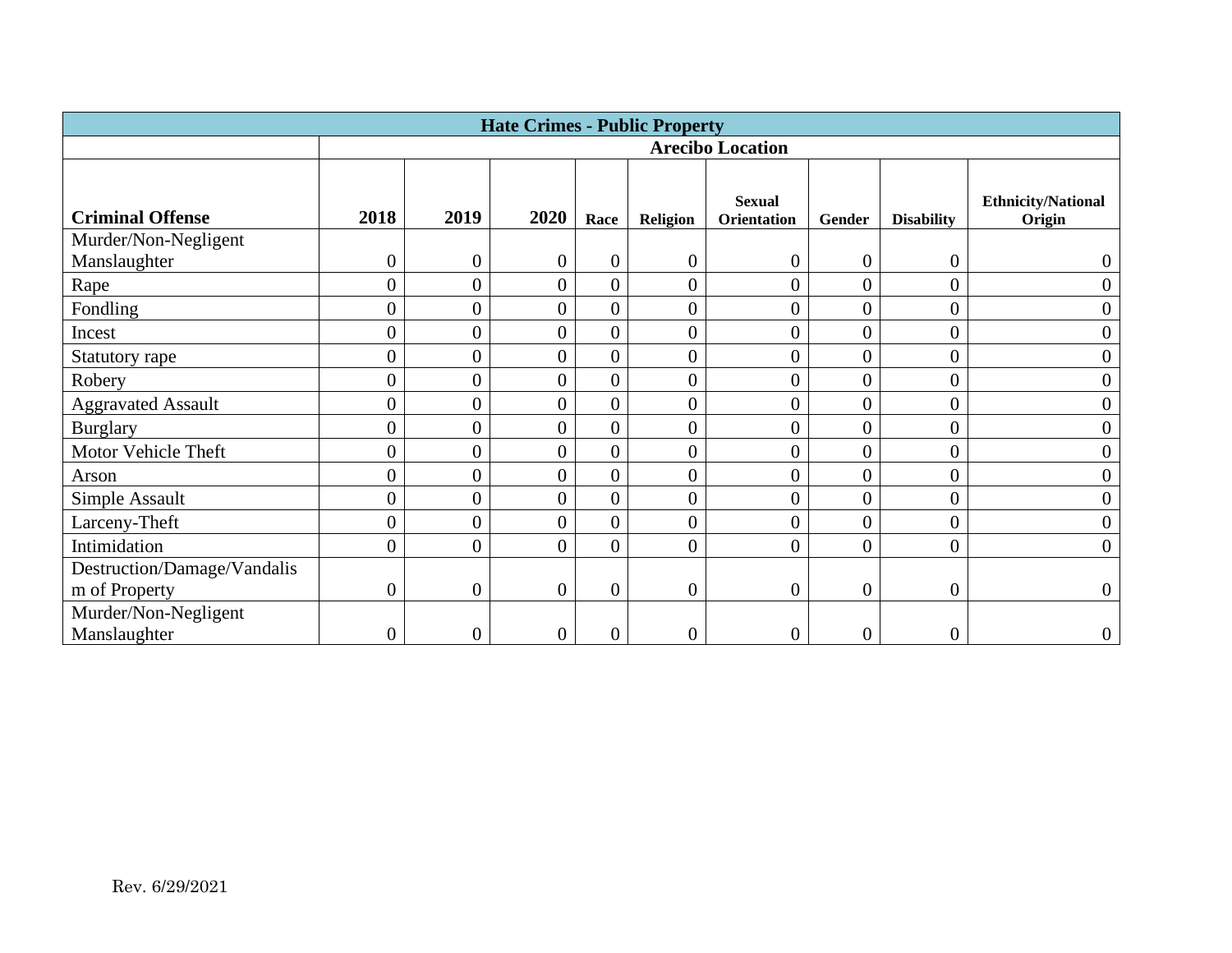| Hate Crimes - Public Property | | | | | | | | | |
|---|---|---|---|---|---|---|---|---|---|
| | Arecibo Location | | | | | | | | |
| **Criminal Offense** | **2018** | **2019** | **2020** | **Race** | **Religion** | **Sexual Orientation** | **Gender** | **Disability** | **Ethnicity/National Origin** |
| Murder/Non-Negligent Manslaughter | 0 | 0 | 0 | 0 | 0 | 0 | 0 | 0 | 0 |
| Rape | 0 | 0 | 0 | 0 | 0 | 0 | 0 | 0 | 0 |
| Fondling | 0 | 0 | 0 | 0 | 0 | 0 | 0 | 0 | 0 |
| Incest | 0 | 0 | 0 | 0 | 0 | 0 | 0 | 0 | 0 |
| Statutory rape | 0 | 0 | 0 | 0 | 0 | 0 | 0 | 0 | 0 |
| Robery | 0 | 0 | 0 | 0 | 0 | 0 | 0 | 0 | 0 |
| Aggravated Assault | 0 | 0 | 0 | 0 | 0 | 0 | 0 | 0 | 0 |
| Burglary | 0 | 0 | 0 | 0 | 0 | 0 | 0 | 0 | 0 |
| Motor Vehicle Theft | 0 | 0 | 0 | 0 | 0 | 0 | 0 | 0 | 0 |
| Arson | 0 | 0 | 0 | 0 | 0 | 0 | 0 | 0 | 0 |
| Simple Assault | 0 | 0 | 0 | 0 | 0 | 0 | 0 | 0 | 0 |
| Larceny-Theft | 0 | 0 | 0 | 0 | 0 | 0 | 0 | 0 | 0 |
| Intimidation | 0 | 0 | 0 | 0 | 0 | 0 | 0 | 0 | 0 |
| Destruction/Damage/Vandalism of Property | 0 | 0 | 0 | 0 | 0 | 0 | 0 | 0 | 0 |
| Murder/Non-Negligent Manslaughter | 0 | 0 | 0 | 0 | 0 | 0 | 0 | 0 | 0 |

Rev. 6/29/2021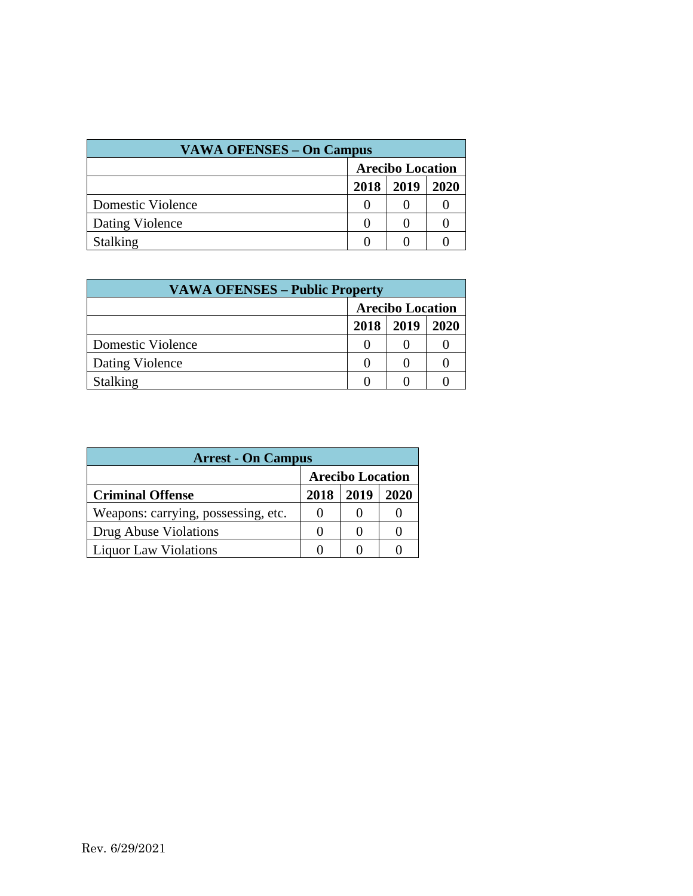| VAWA OFENSES – On Campus | | | |
|---|---|---|---|
| | **Arecibo Location** | | |
| | **2018** | **2019** | **2020** |
| Domestic Violence | 0 | 0 | 0 |
| Dating Violence | 0 | 0 | 0 |
| Stalking | 0 | 0 | 0 |

| VAWA OFENSES – Public Property | | | |
|---|---|---|---|
| | **Arecibo Location** | | |
| | **2018** | **2019** | **2020** |
| Domestic Violence | 0 | 0 | 0 |
| Dating Violence | 0 | 0 | 0 |
| Stalking | 0 | 0 | 0 |

| Arrest - On Campus | | | |
|---|---|---|---|
| | **Arecibo Location** | | |
| **Criminal Offense** | **2018** | **2019** | **2020** |
| Weapons: carrying, possessing, etc. | 0 | 0 | 0 |
| Drug Abuse Violations | 0 | 0 | 0 |
| Liquor Law Violations | 0 | 0 | 0 |

Rev. 6/29/2021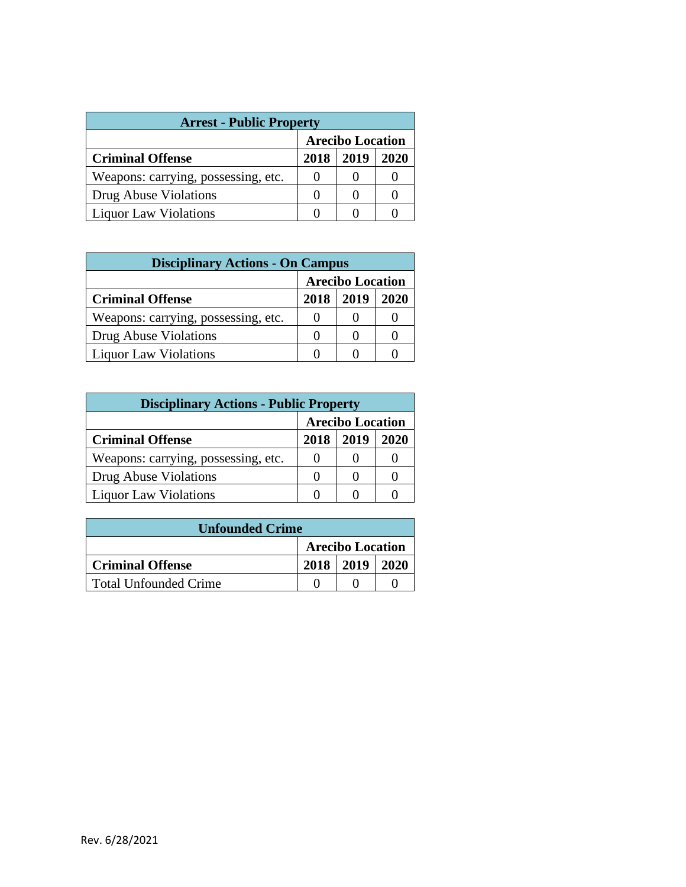| Arrest - Public Property | | | |
|---|---|---|---|
| | Arecibo Location | | |
| **Criminal Offense** | **2018** | **2019** | **2020** |
| Weapons: carrying, possessing, etc. | 0 | 0 | 0 |
| Drug Abuse Violations | 0 | 0 | 0 |
| Liquor Law Violations | 0 | 0 | 0 |

| Disciplinary Actions - On Campus | | | |
|---|---|---|---|
| | Arecibo Location | | |
| **Criminal Offense** | **2018** | **2019** | **2020** |
| Weapons: carrying, possessing, etc. | 0 | 0 | 0 |
| Drug Abuse Violations | 0 | 0 | 0 |
| Liquor Law Violations | 0 | 0 | 0 |

| Disciplinary Actions - Public Property | | | |
|---|---|---|---|
| | Arecibo Location | | |
| **Criminal Offense** | **2018** | **2019** | **2020** |
| Weapons: carrying, possessing, etc. | 0 | 0 | 0 |
| Drug Abuse Violations | 0 | 0 | 0 |
| Liquor Law Violations | 0 | 0 | 0 |

| Unfounded Crime | | | |
|---|---|---|---|
| | Arecibo Location | | |
| **Criminal Offense** | **2018** | **2019** | **2020** |
| Total Unfounded Crime | 0 | 0 | 0 |

Rev. 6/28/2021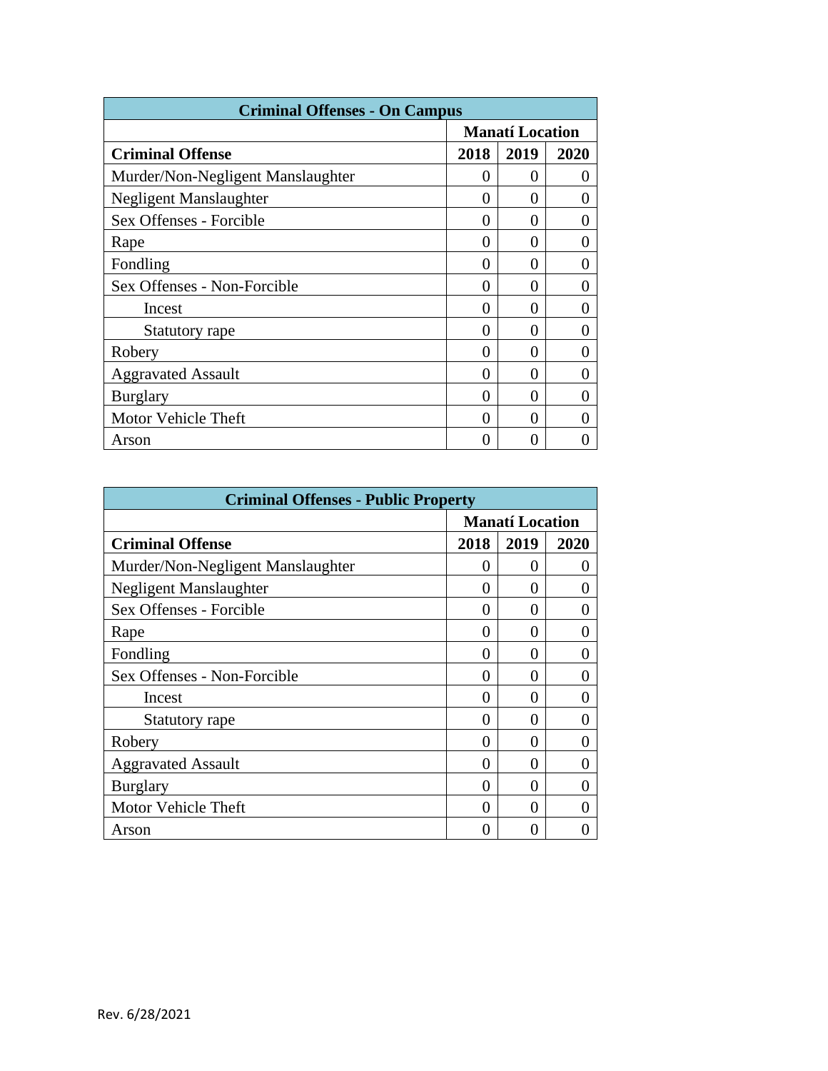| Criminal Offenses - On Campus | | | |
|---|---|---|---|
| | Manatí Location | | |
| **Criminal Offense** | **2018** | **2019** | **2020** |
| Murder/Non-Negligent Manslaughter | 0 | 0 | 0 |
| Negligent Manslaughter | 0 | 0 | 0 |
| Sex Offenses - Forcible | 0 | 0 | 0 |
| Rape | 0 | 0 | 0 |
| Fondling | 0 | 0 | 0 |
| Sex Offenses - Non-Forcible | 0 | 0 | 0 |
| Incest | 0 | 0 | 0 |
| Statutory rape | 0 | 0 | 0 |
| Robery | 0 | 0 | 0 |
| Aggravated Assault | 0 | 0 | 0 |
| Burglary | 0 | 0 | 0 |
| Motor Vehicle Theft | 0 | 0 | 0 |
| Arson | 0 | 0 | 0 |

| Criminal Offenses - Public Property | | | |
|---|---|---|---|
| | Manatí Location | | |
| **Criminal Offense** | **2018** | **2019** | **2020** |
| Murder/Non-Negligent Manslaughter | 0 | 0 | 0 |
| Negligent Manslaughter | 0 | 0 | 0 |
| Sex Offenses - Forcible | 0 | 0 | 0 |
| Rape | 0 | 0 | 0 |
| Fondling | 0 | 0 | 0 |
| Sex Offenses - Non-Forcible | 0 | 0 | 0 |
| Incest | 0 | 0 | 0 |
| Statutory rape | 0 | 0 | 0 |
| Robery | 0 | 0 | 0 |
| Aggravated Assault | 0 | 0 | 0 |
| Burglary | 0 | 0 | 0 |
| Motor Vehicle Theft | 0 | 0 | 0 |
| Arson | 0 | 0 | 0 |

Rev. 6/28/2021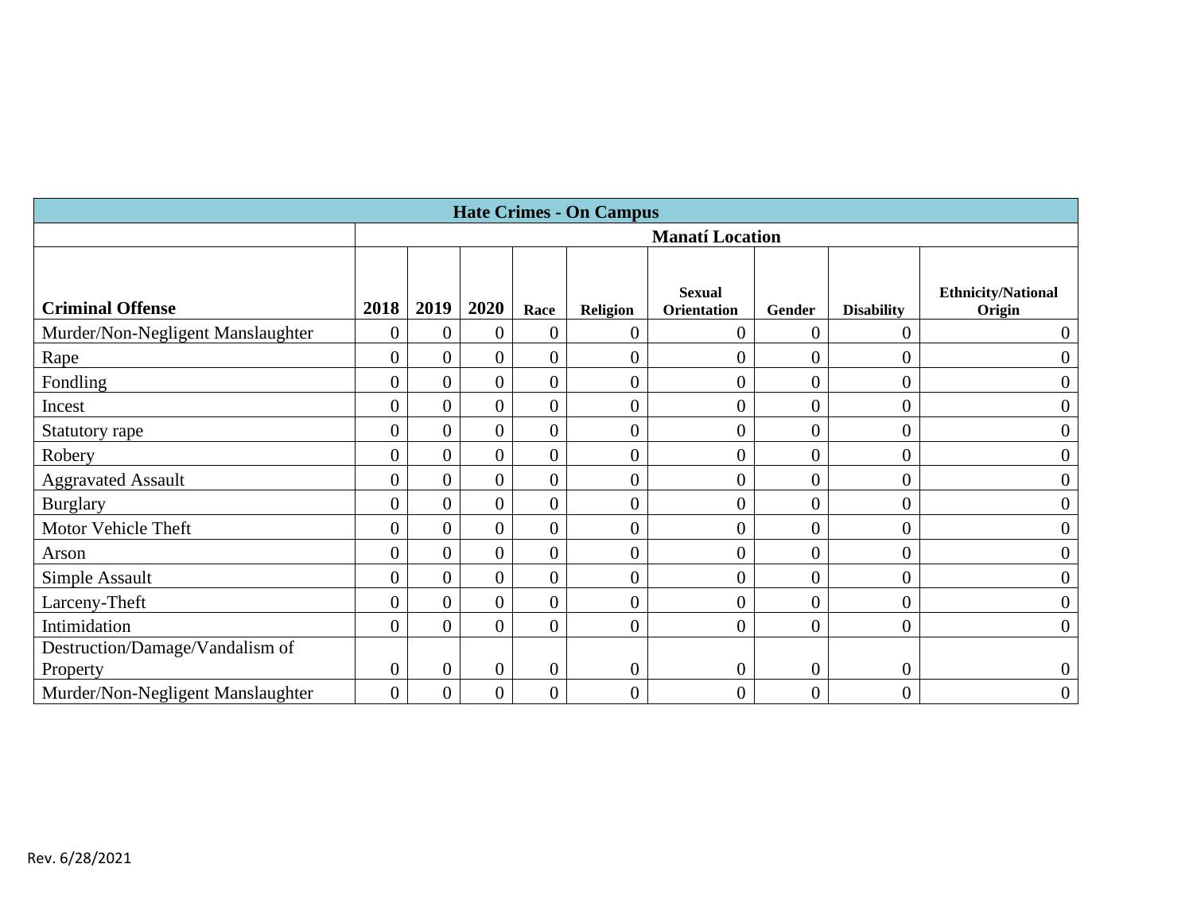| Hate Crimes - On Campus | | | | | | | | | |
|---|---|---|---|---|---|---|---|---|---|
| | **Manatí Location** | | | | | | | | |
| **Criminal Offense** | **2018** | **2019** | **2020** | **Race** | **Religion** | **Sexual Orientation** | **Gender** | **Disability** | **Ethnicity/National Origin** |
| Murder/Non-Negligent Manslaughter | 0 | 0 | 0 | 0 | 0 | 0 | 0 | 0 | 0 |
| Rape | 0 | 0 | 0 | 0 | 0 | 0 | 0 | 0 | 0 |
| Fondling | 0 | 0 | 0 | 0 | 0 | 0 | 0 | 0 | 0 |
| Incest | 0 | 0 | 0 | 0 | 0 | 0 | 0 | 0 | 0 |
| Statutory rape | 0 | 0 | 0 | 0 | 0 | 0 | 0 | 0 | 0 |
| Robery | 0 | 0 | 0 | 0 | 0 | 0 | 0 | 0 | 0 |
| Aggravated Assault | 0 | 0 | 0 | 0 | 0 | 0 | 0 | 0 | 0 |
| Burglary | 0 | 0 | 0 | 0 | 0 | 0 | 0 | 0 | 0 |
| Motor Vehicle Theft | 0 | 0 | 0 | 0 | 0 | 0 | 0 | 0 | 0 |
| Arson | 0 | 0 | 0 | 0 | 0 | 0 | 0 | 0 | 0 |
| Simple Assault | 0 | 0 | 0 | 0 | 0 | 0 | 0 | 0 | 0 |
| Larceny-Theft | 0 | 0 | 0 | 0 | 0 | 0 | 0 | 0 | 0 |
| Intimidation | 0 | 0 | 0 | 0 | 0 | 0 | 0 | 0 | 0 |
| Destruction/Damage/Vandalism of Property | 0 | 0 | 0 | 0 | 0 | 0 | 0 | 0 | 0 |
| Murder/Non-Negligent Manslaughter | 0 | 0 | 0 | 0 | 0 | 0 | 0 | 0 | 0 |

Rev. 6/28/2021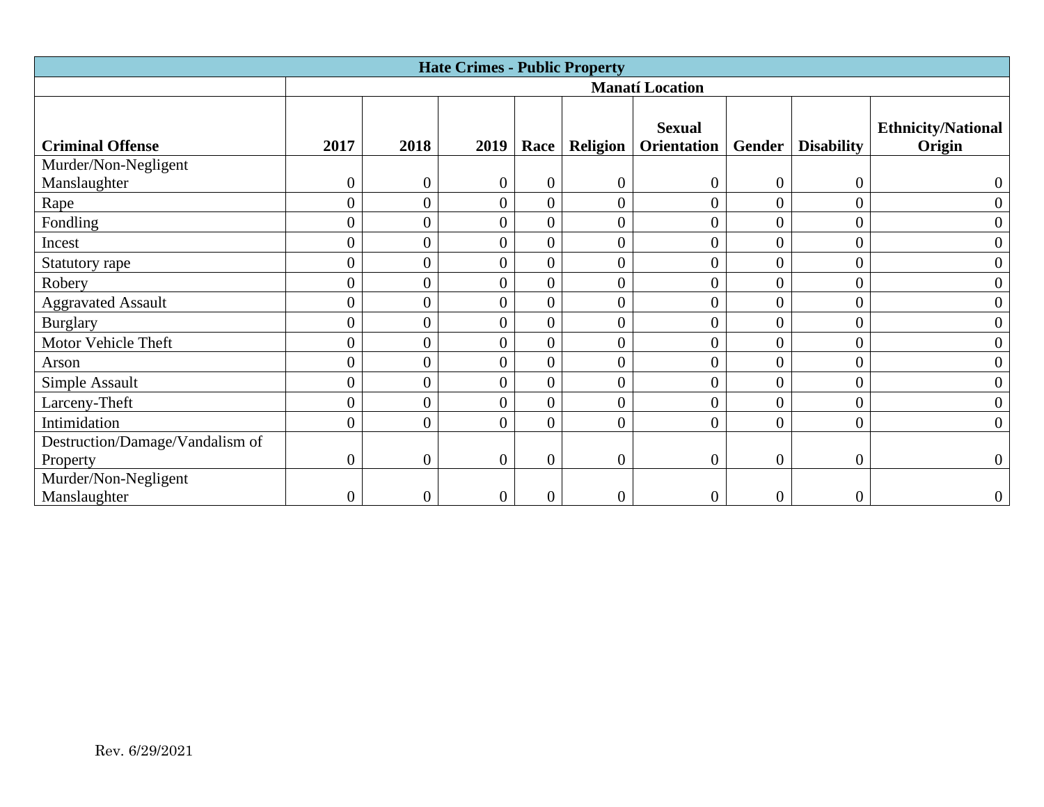| Hate Crimes - Public Property | | | | | | | | | |
|---|---|---|---|---|---|---|---|---|---|
| | Manatí Location | | | | | | | | |
| **Criminal Offense** | **2017** | **2018** | **2019** | **Race** | **Religion** | **Sexual Orientation** | **Gender** | **Disability** | **Ethnicity/National Origin** |
| Murder/Non-Negligent Manslaughter | 0 | 0 | 0 | 0 | 0 | 0 | 0 | 0 | 0 |
| Rape | 0 | 0 | 0 | 0 | 0 | 0 | 0 | 0 | 0 |
| Fondling | 0 | 0 | 0 | 0 | 0 | 0 | 0 | 0 | 0 |
| Incest | 0 | 0 | 0 | 0 | 0 | 0 | 0 | 0 | 0 |
| Statutory rape | 0 | 0 | 0 | 0 | 0 | 0 | 0 | 0 | 0 |
| Robery | 0 | 0 | 0 | 0 | 0 | 0 | 0 | 0 | 0 |
| Aggravated Assault | 0 | 0 | 0 | 0 | 0 | 0 | 0 | 0 | 0 |
| Burglary | 0 | 0 | 0 | 0 | 0 | 0 | 0 | 0 | 0 |
| Motor Vehicle Theft | 0 | 0 | 0 | 0 | 0 | 0 | 0 | 0 | 0 |
| Arson | 0 | 0 | 0 | 0 | 0 | 0 | 0 | 0 | 0 |
| Simple Assault | 0 | 0 | 0 | 0 | 0 | 0 | 0 | 0 | 0 |
| Larceny-Theft | 0 | 0 | 0 | 0 | 0 | 0 | 0 | 0 | 0 |
| Intimidation | 0 | 0 | 0 | 0 | 0 | 0 | 0 | 0 | 0 |
| Destruction/Damage/Vandalism of Property | 0 | 0 | 0 | 0 | 0 | 0 | 0 | 0 | 0 |
| Murder/Non-Negligent Manslaughter | 0 | 0 | 0 | 0 | 0 | 0 | 0 | 0 | 0 |

Rev. 6/29/2021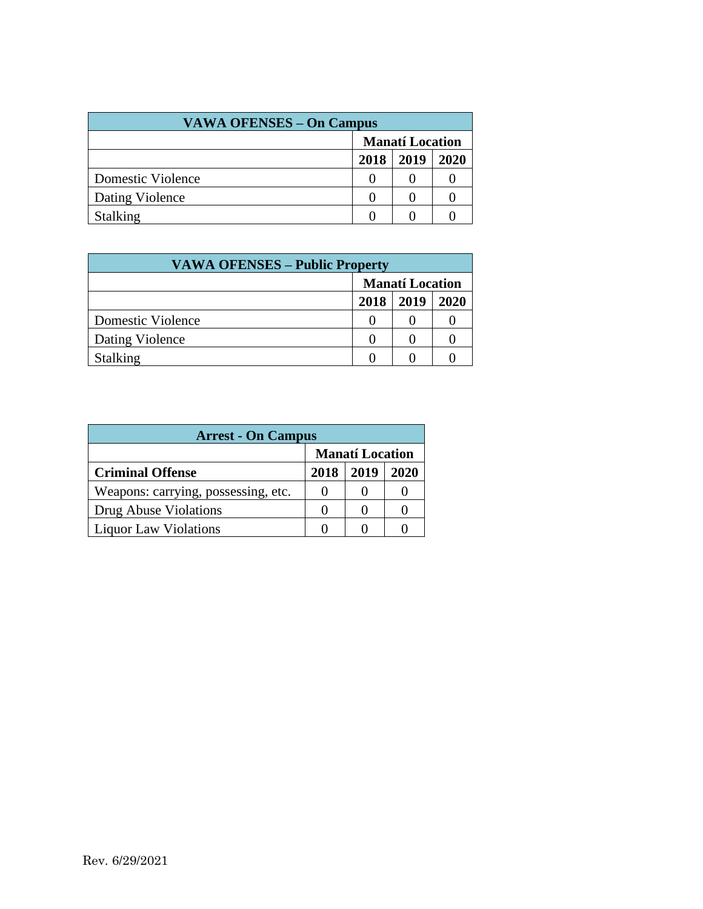| VAWA OFENSES – On Campus | | | |
|---|---|---|---|
| | Manatí Location | | |
| | 2018 | 2019 | 2020 |
| Domestic Violence | 0 | 0 | 0 |
| Dating Violence | 0 | 0 | 0 |
| Stalking | 0 | 0 | 0 |

| VAWA OFENSES – Public Property | | | |
|---|---|---|---|
| | Manatí Location | | |
| | 2018 | 2019 | 2020 |
| Domestic Violence | 0 | 0 | 0 |
| Dating Violence | 0 | 0 | 0 |
| Stalking | 0 | 0 | 0 |

| Arrest - On Campus | | | |
|---|---|---|---|
| | Manatí Location | | |
| **Criminal Offense** | 2018 | 2019 | 2020 |
| Weapons: carrying, possessing, etc. | 0 | 0 | 0 |
| Drug Abuse Violations | 0 | 0 | 0 |
| Liquor Law Violations | 0 | 0 | 0 |

Rev. 6/29/2021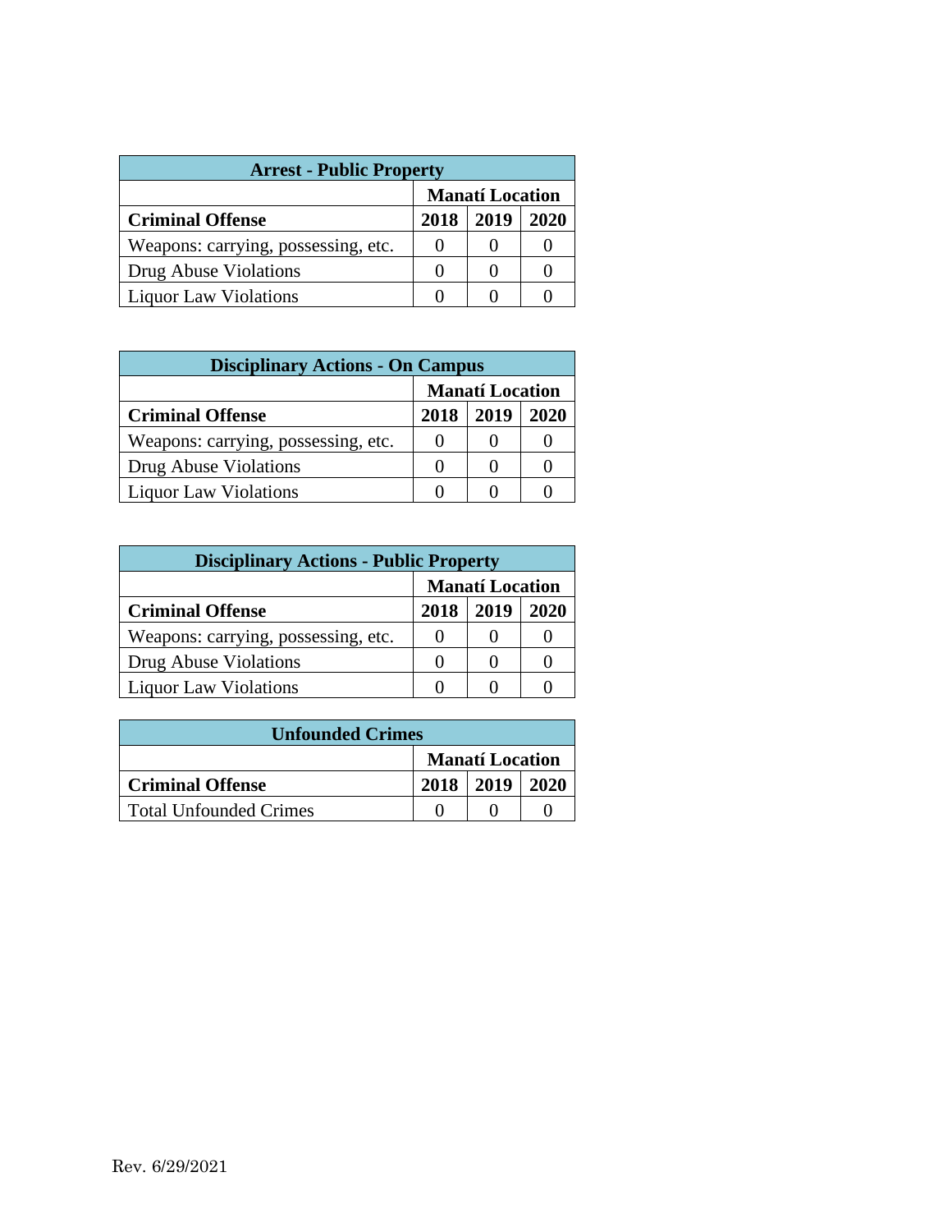| Arrest - Public Property | | | |
|---|---|---|---|
| | Manatí Location | | |
| **Criminal Offense** | **2018** | **2019** | **2020** |
| Weapons: carrying, possessing, etc. | 0 | 0 | 0 |
| Drug Abuse Violations | 0 | 0 | 0 |
| Liquor Law Violations | 0 | 0 | 0 |

| Disciplinary Actions - On Campus | | | |
|---|---|---|---|
| | Manatí Location | | |
| **Criminal Offense** | **2018** | **2019** | **2020** |
| Weapons: carrying, possessing, etc. | 0 | 0 | 0 |
| Drug Abuse Violations | 0 | 0 | 0 |
| Liquor Law Violations | 0 | 0 | 0 |

| Disciplinary Actions - Public Property | | | |
|---|---|---|---|
| | Manatí Location | | |
| **Criminal Offense** | **2018** | **2019** | **2020** |
| Weapons: carrying, possessing, etc. | 0 | 0 | 0 |
| Drug Abuse Violations | 0 | 0 | 0 |
| Liquor Law Violations | 0 | 0 | 0 |

| Unfounded Crimes | | | |
|---|---|---|---|
| | Manatí Location | | |
| **Criminal Offense** | **2018** | **2019** | **2020** |
| Total Unfounded Crimes | 0 | 0 | 0 |

Rev. 6/29/2021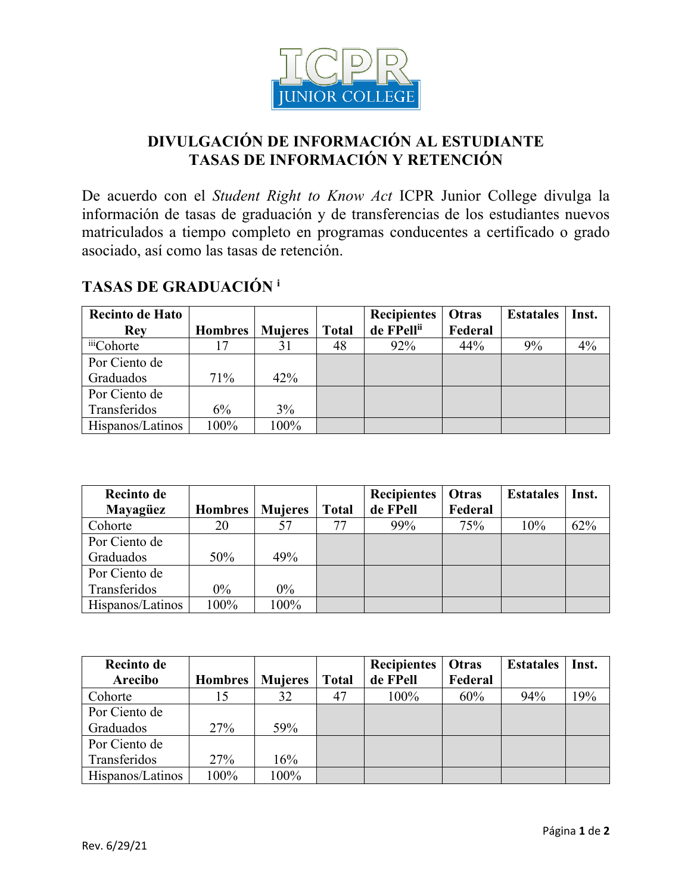# DIVULGACIÓN DE INFORMACIÓN AL ESTUDIANTE
# TASAS DE INFORMACIÓN Y RETENCIÓN

De acuerdo con el *Student Right to Know Act* ICPR Junior College divulga la información de tasas de graduación y de transferencias de los estudiantes nuevos matriculados a tiempo completo en programas conducentes a certificado o grado asociado, así como las tasas de retención.

## TASAS DE GRADUACIÓN [i]

| Recinto de Hato Rey | Hombres | Mujeres | Total | Recipientes de FPell[ii] | Otras Federal | Estatales | Inst. |
|---|---|---|---|---|---|---|---|
| [iii]Cohorte | 17 | 31 | 48 | 92% | 44% | 9% | 4% |
| Por Ciento de Graduados | 71% | 42% | | | | | |
| Por Ciento de Transferidos | 6% | 3% | | | | | |
| Hispanos/Latinos | 100% | 100% | | | | | |

| Recinto de Mayagüez | Hombres | Mujeres | Total | Recipientes de FPell | Otras Federal | Estatales | Inst. |
|---|---|---|---|---|---|---|---|
| Cohorte | 20 | 57 | 77 | 99% | 75% | 10% | 62% |
| Por Ciento de Graduados | 50% | 49% | | | | | |
| Por Ciento de Transferidos | 0% | 0% | | | | | |
| Hispanos/Latinos | 100% | 100% | | | | | |

| Recinto de Arecibo | Hombres | Mujeres | Total | Recipientes de FPell | Otras Federal | Estatales | Inst. |
|---|---|---|---|---|---|---|---|
| Cohorte | 15 | 32 | 47 | 100% | 60% | 94% | 19% |
| Por Ciento de Graduados | 27% | 59% | | | | | |
| Por Ciento de Transferidos | 27% | 16% | | | | | |
| Hispanos/Latinos | 100% | 100% | | | | | |

Rev. 6/29/21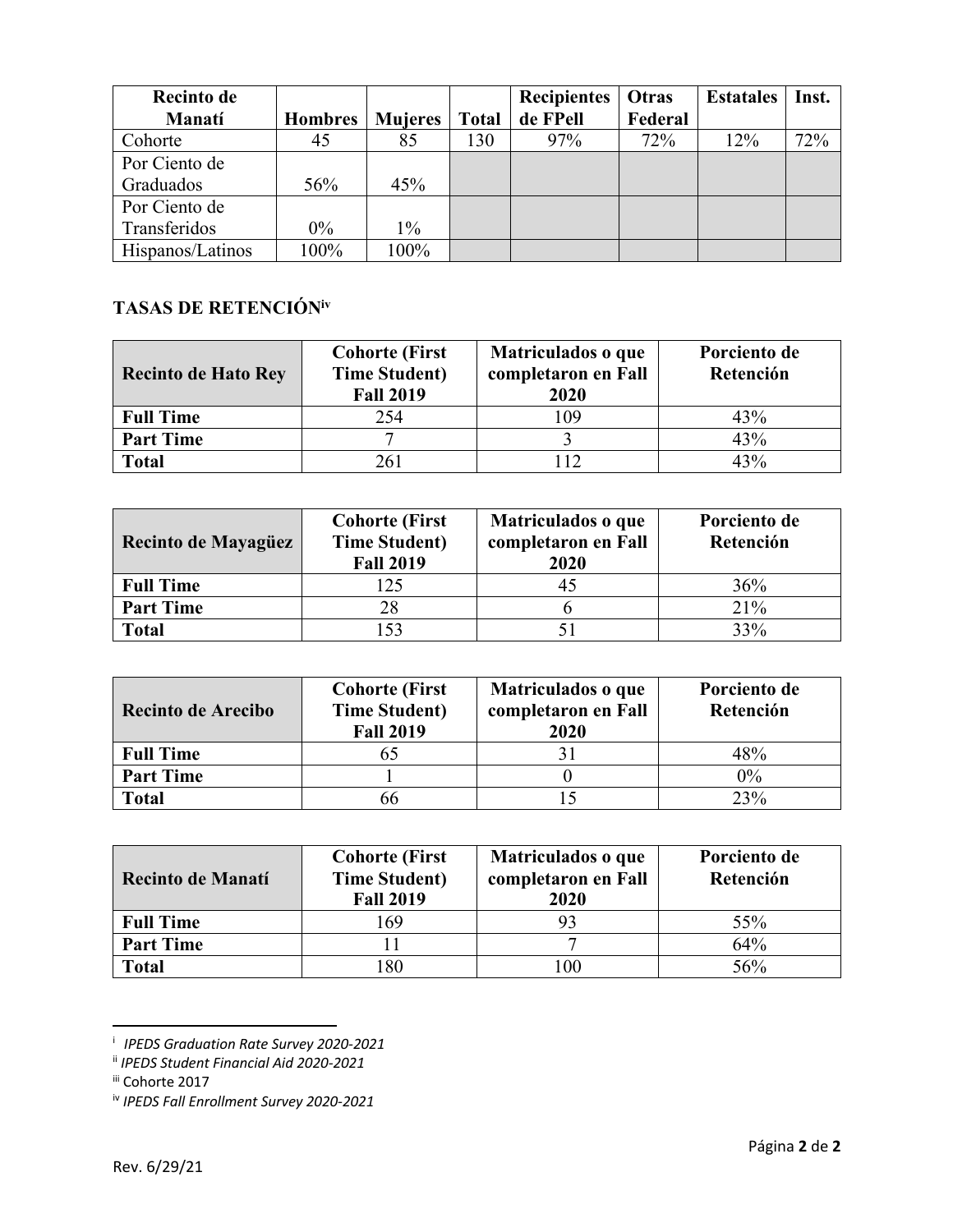| Recinto de Manatí | Hombres | Mujeres | Total | Recipientes de FPell | Otras Federal | Estatales | Inst. |
|---|---|---|---|---|---|---|---|
| Cohorte | 45 | 85 | 130 | 97% | 72% | 12% | 72% |
| Por Ciento de Graduados | 56% | 45% | | | | | |
| Por Ciento de Transferidos | 0% | 1% | | | | | |
| Hispanos/Latinos | 100% | 100% | | | | | |

## TASAS DE RETENCIÓN[iv]

| Recinto de Hato Rey | Cohorte (First Time Student) Fall 2019 | Matriculados o que completaron en Fall 2020 | Porciento de Retención |
|---|---|---|---|
| **Full Time** | 254 | 109 | 43% |
| **Part Time** | 7 | 3 | 43% |
| **Total** | 261 | 112 | 43% |

| Recinto de Mayagüez | Cohorte (First Time Student) Fall 2019 | Matriculados o que completaron en Fall 2020 | Porciento de Retención |
|---|---|---|---|
| **Full Time** | 125 | 45 | 36% |
| **Part Time** | 28 | 6 | 21% |
| **Total** | 153 | 51 | 33% |

| Recinto de Arecibo | Cohorte (First Time Student) Fall 2019 | Matriculados o que completaron en Fall 2020 | Porciento de Retención |
|---|---|---|---|
| **Full Time** | 65 | 31 | 48% |
| **Part Time** | 1 | 0 | 0% |
| **Total** | 66 | 15 | 23% |

| Recinto de Manatí | Cohorte (First Time Student) Fall 2019 | Matriculados o que completaron en Fall 2020 | Porciento de Retención |
|---|---|---|---|
| **Full Time** | 169 | 93 | 55% |
| **Part Time** | 11 | 7 | 64% |
| **Total** | 180 | 100 | 56% |

---

[i] *IPEDS Graduation Rate Survey 2020-2021*

[ii] *IPEDS Student Financial Aid 2020-2021*

[iii] Cohorte 2017

[iv] *IPEDS Fall Enrollment Survey 2020-2021*

Rev. 6/29/21